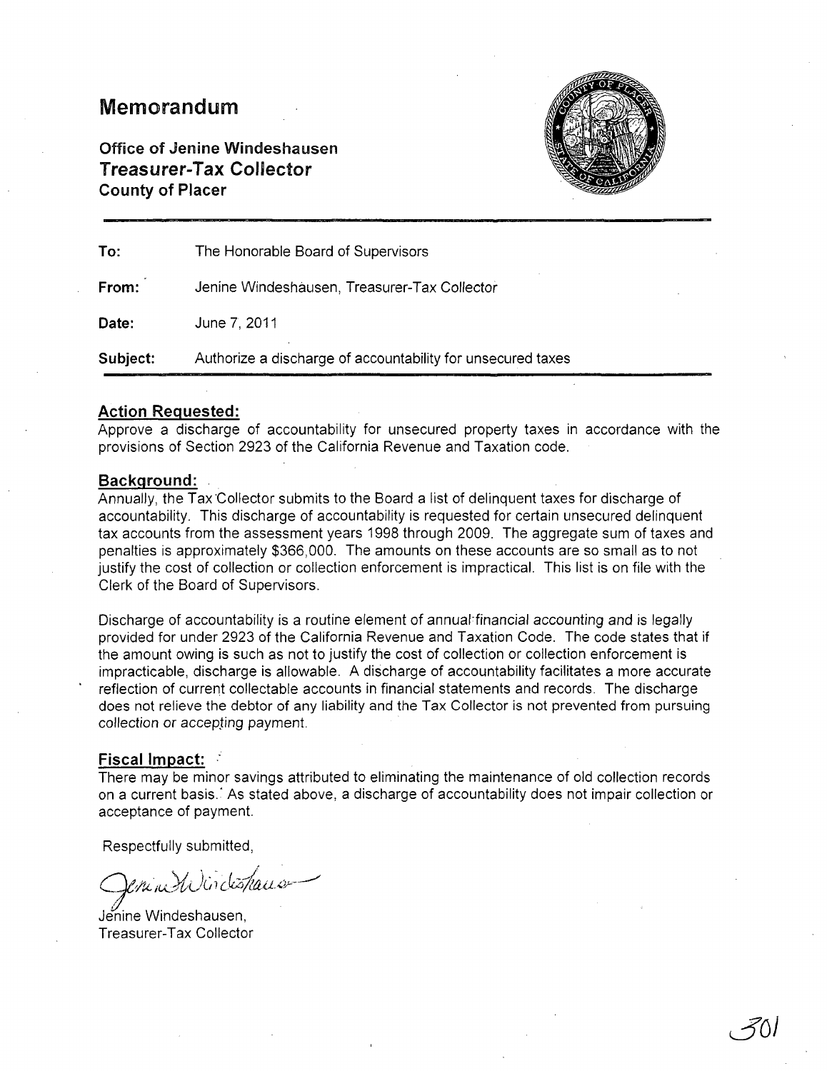# Memorandum

**Office of Jenine Windeshausen**
**Treasurer-Tax Collector**
**County of Placer**

| | |
|---|---|
| **To:** | The Honorable Board of Supervisors |
| **From:** | Jenine Windeshausen, Treasurer-Tax Collector |
| **Date:** | June 7, 2011 |
| **Subject:** | Authorize a discharge of accountability for unsecured taxes |

## Action Requested:

Approve a discharge of accountability for unsecured property taxes in accordance with the provisions of Section 2923 of the California Revenue and Taxation code.

## Background:

Annually, the Tax Collector submits to the Board a list of delinquent taxes for discharge of accountability. This discharge of accountability is requested for certain unsecured delinquent tax accounts from the assessment years 1998 through 2009. The aggregate sum of taxes and penalties is approximately $366,000. The amounts on these accounts are so small as to not justify the cost of collection or collection enforcement is impractical. This list is on file with the Clerk of the Board of Supervisors.

Discharge of accountability is a routine element of annual financial accounting and is legally provided for under 2923 of the California Revenue and Taxation Code. The code states that if the amount owing is such as not to justify the cost of collection or collection enforcement is impracticable, discharge is allowable. A discharge of accountability facilitates a more accurate reflection of current collectable accounts in financial statements and records. The discharge does not relieve the debtor of any liability and the Tax Collector is not prevented from pursuing collection or accepting payment.

## Fiscal Impact:

There may be minor savings attributed to eliminating the maintenance of old collection records on a current basis. As stated above, a discharge of accountability does not impair collection or acceptance of payment.

Respectfully submitted,

Jenine Windeshausen,
Treasurer-Tax Collector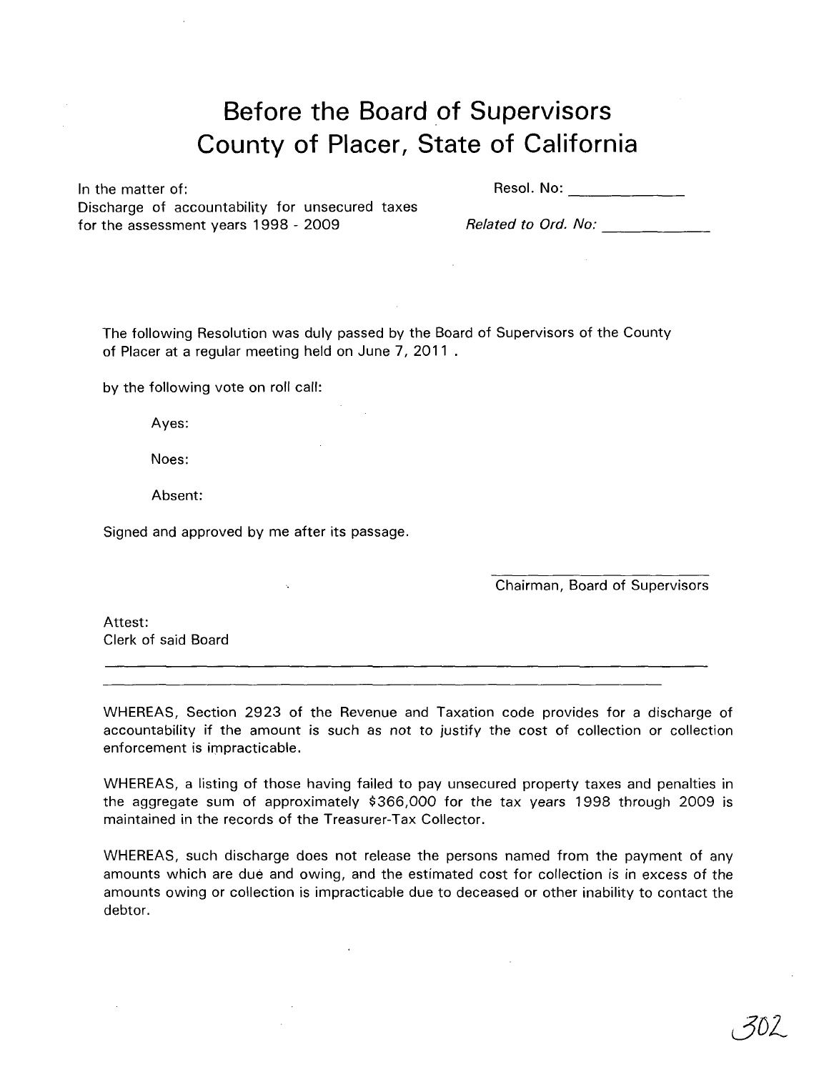# Before the Board of Supervisors County of Placer, State of California

In the matter of:
Discharge of accountability for unsecured taxes for the assessment years 1998 - 2009

Resol. No: ____________

*Related to Ord. No:* ____________

The following Resolution was duly passed by the Board of Supervisors of the County of Placer at a regular meeting held on June 7, 2011 .

by the following vote on roll call:

Ayes:

Noes:

Absent:

Signed and approved by me after its passage.

______________________
Chairman, Board of Supervisors

Attest:
Clerk of said Board

WHEREAS, Section 2923 of the Revenue and Taxation code provides for a discharge of accountability if the amount is such as not to justify the cost of collection or collection enforcement is impracticable.

WHEREAS, a listing of those having failed to pay unsecured property taxes and penalties in the aggregate sum of approximately $366,000 for the tax years 1998 through 2009 is maintained in the records of the Treasurer-Tax Collector.

WHEREAS, such discharge does not release the persons named from the payment of any amounts which are due and owing, and the estimated cost for collection is in excess of the amounts owing or collection is impracticable due to deceased or other inability to contact the debtor.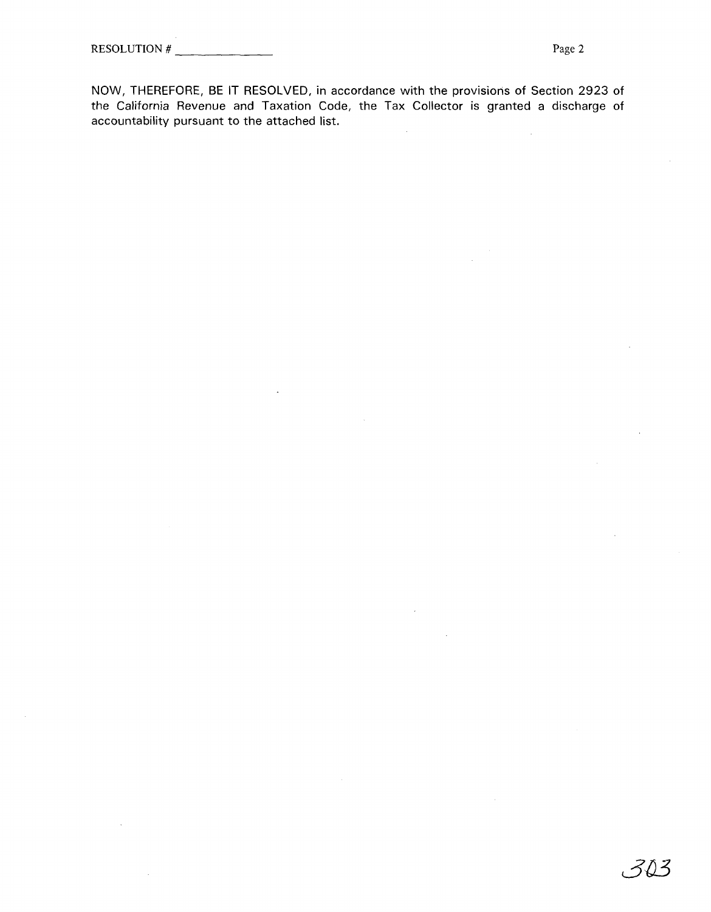NOW, THEREFORE, BE IT RESOLVED, in accordance with the provisions of Section 2923 of the California Revenue and Taxation Code, the Tax Collector is granted a discharge of accountability pursuant to the attached list.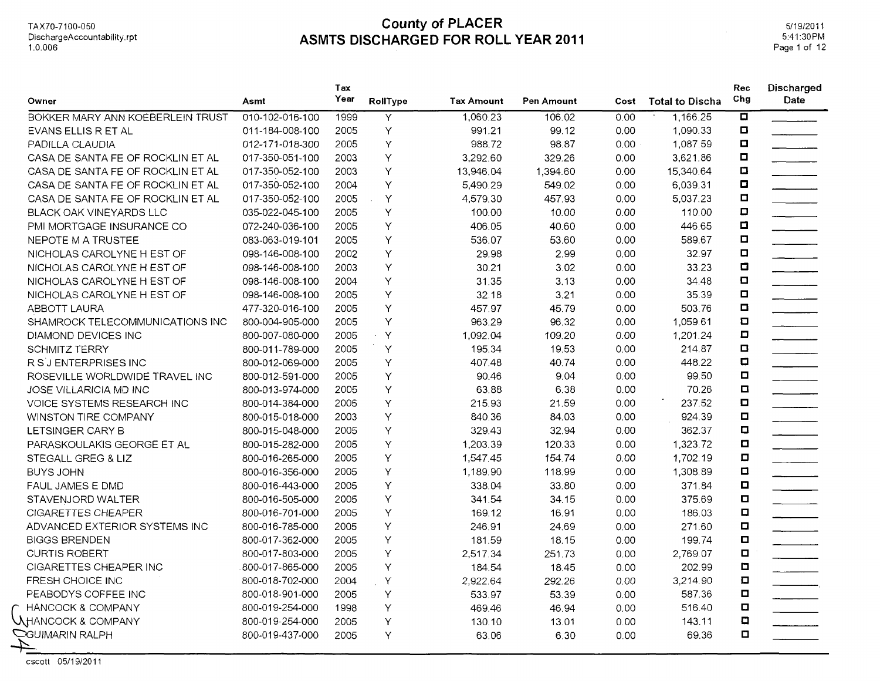# County of PLACER
## ASMTS DISCHARGED FOR ROLL YEAR 2011

TAX70-7100-050
DischargeAccountability.rpt
1.0.006

5/19/2011
5:41:30PM

| Owner | Asmt | Tax Year | RollType | Tax Amount | Pen Amount | Cost | Total to Discha | Rec Chg | Discharged Date |
|---|---|---|---|---|---|---|---|---|---|
| BOKKER MARY ANN KOEBERLEIN TRUST | 010-102-016-100 | 1999 | Y | 1,060.23 | 106.02 | 0.00 | 1,166.25 | ☐ | |
| EVANS ELLIS R ET AL | 011-184-008-100 | 2005 | Y | 991.21 | 99.12 | 0.00 | 1,090.33 | ☐ | |
| PADILLA CLAUDIA | 012-171-018-300 | 2005 | Y | 988.72 | 98.87 | 0.00 | 1,087.59 | ☐ | |
| CASA DE SANTA FE OF ROCKLIN ET AL | 017-350-051-100 | 2003 | Y | 3,292.60 | 329.26 | 0.00 | 3,621.86 | ☐ | |
| CASA DE SANTA FE OF ROCKLIN ET AL | 017-350-052-100 | 2003 | Y | 13,946.04 | 1,394.60 | 0.00 | 15,340.64 | ☐ | |
| CASA DE SANTA FE OF ROCKLIN ET AL | 017-350-052-100 | 2004 | Y | 5,490.29 | 549.02 | 0.00 | 6,039.31 | ☐ | |
| CASA DE SANTA FE OF ROCKLIN ET AL | 017-350-052-100 | 2005 | Y | 4,579.30 | 457.93 | 0.00 | 5,037.23 | ☐ | |
| BLACK OAK VINEYARDS LLC | 035-022-045-100 | 2005 | Y | 100.00 | 10.00 | 0.00 | 110.00 | ☐ | |
| PMI MORTGAGE INSURANCE CO | 072-240-036-100 | 2005 | Y | 406.05 | 40.60 | 0.00 | 446.65 | ☐ | |
| NEPOTE M A TRUSTEE | 083-063-019-101 | 2005 | Y | 536.07 | 53.60 | 0.00 | 589.67 | ☐ | |
| NICHOLAS CAROLYNE H EST OF | 098-146-008-100 | 2002 | Y | 29.98 | 2.99 | 0.00 | 32.97 | ☐ | |
| NICHOLAS CAROLYNE H EST OF | 098-146-008-100 | 2003 | Y | 30.21 | 3.02 | 0.00 | 33.23 | ☐ | |
| NICHOLAS CAROLYNE H EST OF | 098-146-008-100 | 2004 | Y | 31.35 | 3.13 | 0.00 | 34.48 | ☐ | |
| NICHOLAS CAROLYNE H EST OF | 098-146-008-100 | 2005 | Y | 32.18 | 3.21 | 0.00 | 35.39 | ☐ | |
| ABBOTT LAURA | 477-320-016-100 | 2005 | Y | 457.97 | 45.79 | 0.00 | 503.76 | ☐ | |
| SHAMROCK TELECOMMUNICATIONS INC | 800-004-905-000 | 2005 | Y | 963.29 | 96.32 | 0.00 | 1,059.61 | ☐ | |
| DIAMOND DEVICES INC | 800-007-080-000 | 2005 | Y | 1,092.04 | 109.20 | 0.00 | 1,201.24 | ☐ | |
| SCHMITZ TERRY | 800-011-789-000 | 2005 | Y | 195.34 | 19.53 | 0.00 | 214.87 | ☐ | |
| R S J ENTERPRISES INC | 800-012-069-000 | 2005 | Y | 407.48 | 40.74 | 0.00 | 448.22 | ☐ | |
| ROSEVILLE WORLDWIDE TRAVEL INC | 800-012-591-000 | 2005 | Y | 90.46 | 9.04 | 0.00 | 99.50 | ☐ | |
| JOSE VILLARICIA MD INC | 800-013-974-000 | 2005 | Y | 63.88 | 6.38 | 0.00 | 70.26 | ☐ | |
| VOICE SYSTEMS RESEARCH INC | 800-014-384-000 | 2005 | Y | 215.93 | 21.59 | 0.00 | 237.52 | ☐ | |
| WINSTON TIRE COMPANY | 800-015-018-000 | 2003 | Y | 840.36 | 84.03 | 0.00 | 924.39 | ☐ | |
| LETSINGER CARY B | 800-015-048-000 | 2005 | Y | 329.43 | 32.94 | 0.00 | 362.37 | ☐ | |
| PARASKOULAKIS GEORGE ET AL | 800-015-282-000 | 2005 | Y | 1,203.39 | 120.33 | 0.00 | 1,323.72 | ☐ | |
| STEGALL GREG & LIZ | 800-016-265-000 | 2005 | Y | 1,547.45 | 154.74 | 0.00 | 1,702.19 | ☐ | |
| BUYS JOHN | 800-016-356-000 | 2005 | Y | 1,189.90 | 118.99 | 0.00 | 1,308.89 | ☐ | |
| FAUL JAMES E DMD | 800-016-443-000 | 2005 | Y | 338.04 | 33.80 | 0.00 | 371.84 | ☐ | |
| STAVENJORD WALTER | 800-016-505-000 | 2005 | Y | 341.54 | 34.15 | 0.00 | 375.69 | ☐ | |
| CIGARETTES CHEAPER | 800-016-701-000 | 2005 | Y | 169.12 | 16.91 | 0.00 | 186.03 | ☐ | |
| ADVANCED EXTERIOR SYSTEMS INC | 800-016-785-000 | 2005 | Y | 246.91 | 24.69 | 0.00 | 271.60 | ☐ | |
| BIGGS BRENDEN | 800-017-362-000 | 2005 | Y | 181.59 | 18.15 | 0.00 | 199.74 | ☐ | |
| CURTIS ROBERT | 800-017-803-000 | 2005 | Y | 2,517.34 | 251.73 | 0.00 | 2,769.07 | ☐ | |
| CIGARETTES CHEAPER INC | 800-017-865-000 | 2005 | Y | 184.54 | 18.45 | 0.00 | 202.99 | ☐ | |
| FRESH CHOICE INC | 800-018-702-000 | 2004 | Y | 2,922.64 | 292.26 | 0.00 | 3,214.90 | ☐ | |
| PEABODYS COFFEE INC | 800-018-901-000 | 2005 | Y | 533.97 | 53.39 | 0.00 | 587.36 | ☐ | |
| HANCOCK & COMPANY | 800-019-254-000 | 1998 | Y | 469.46 | 46.94 | 0.00 | 516.40 | ☐ | |
| HANCOCK & COMPANY | 800-019-254-000 | 2005 | Y | 130.10 | 13.01 | 0.00 | 143.11 | ☐ | |
| GUIMARIN RALPH | 800-019-437-000 | 2005 | Y | 63.06 | 6.30 | 0.00 | 69.36 | ☐ | |

cscott 05/19/2011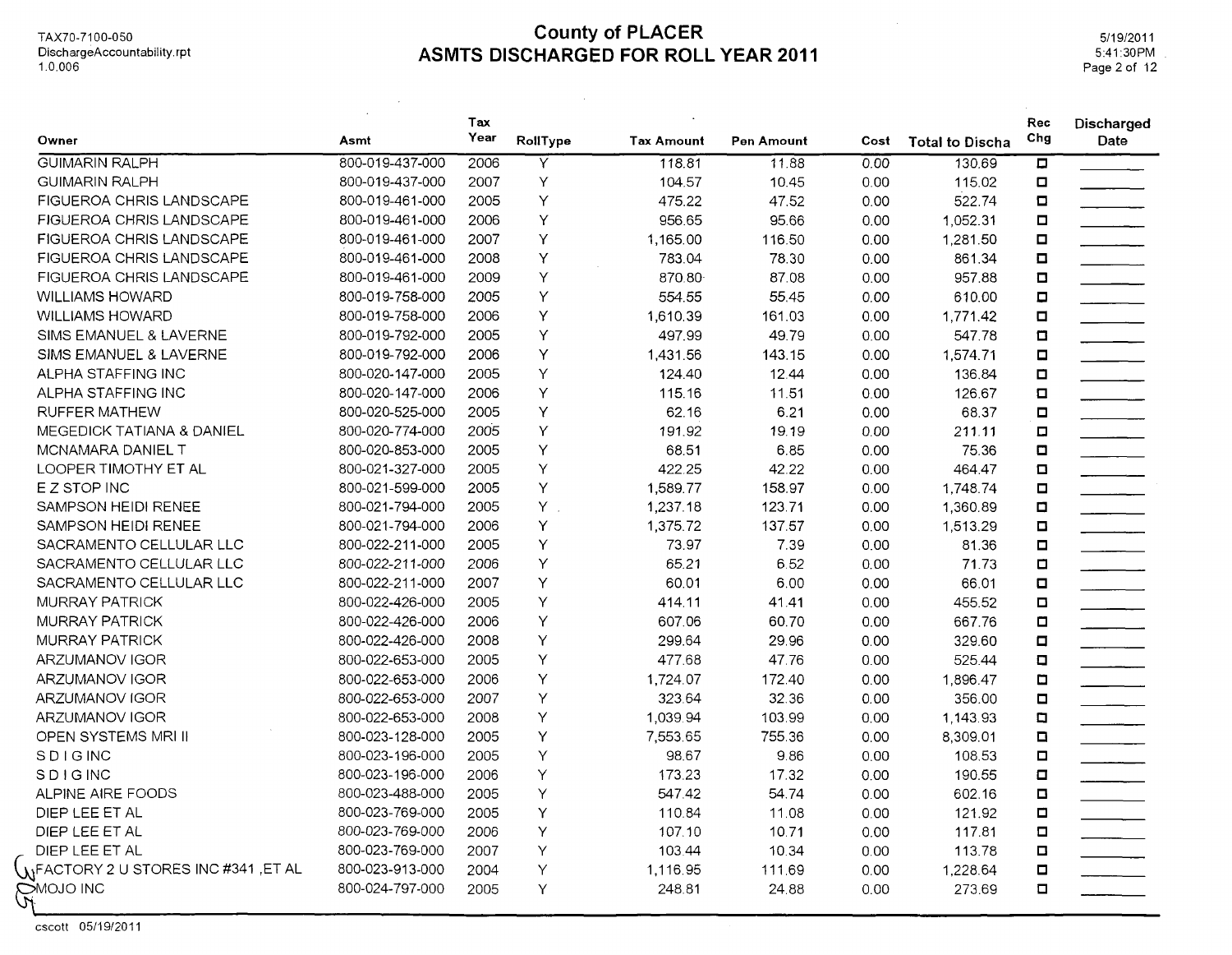# County of PLACER
## ASMTS DISCHARGED FOR ROLL YEAR 2011

TAX70-7100-050
DischargeAccountability.rpt
1.0.006

5/19/2011
5:41:30PM

| Owner | Asmt | Tax Year | RollType | Tax Amount | Pen Amount | Cost | Total to Discha | Rec Chg | Discharged Date |
|---|---|---|---|---|---|---|---|---|---|
| GUIMARIN RALPH | 800-019-437-000 | 2006 | Y | 118.81 | 11.88 | 0.00 | 130.69 | ☐ | |
| GUIMARIN RALPH | 800-019-437-000 | 2007 | Y | 104.57 | 10.45 | 0.00 | 115.02 | ☐ | |
| FIGUEROA CHRIS LANDSCAPE | 800-019-461-000 | 2005 | Y | 475.22 | 47.52 | 0.00 | 522.74 | ☐ | |
| FIGUEROA CHRIS LANDSCAPE | 800-019-461-000 | 2006 | Y | 956.65 | 95.66 | 0.00 | 1,052.31 | ☐ | |
| FIGUEROA CHRIS LANDSCAPE | 800-019-461-000 | 2007 | Y | 1,165.00 | 116.50 | 0.00 | 1,281.50 | ☐ | |
| FIGUEROA CHRIS LANDSCAPE | 800-019-461-000 | 2008 | Y | 783.04 | 78.30 | 0.00 | 861.34 | ☐ | |
| FIGUEROA CHRIS LANDSCAPE | 800-019-461-000 | 2009 | Y | 870.80 | 87.08 | 0.00 | 957.88 | ☐ | |
| WILLIAMS HOWARD | 800-019-758-000 | 2005 | Y | 554.55 | 55.45 | 0.00 | 610.00 | ☐ | |
| WILLIAMS HOWARD | 800-019-758-000 | 2006 | Y | 1,610.39 | 161.03 | 0.00 | 1,771.42 | ☐ | |
| SIMS EMANUEL & LAVERNE | 800-019-792-000 | 2005 | Y | 497.99 | 49.79 | 0.00 | 547.78 | ☐ | |
| SIMS EMANUEL & LAVERNE | 800-019-792-000 | 2006 | Y | 1,431.56 | 143.15 | 0.00 | 1,574.71 | ☐ | |
| ALPHA STAFFING INC | 800-020-147-000 | 2005 | Y | 124.40 | 12.44 | 0.00 | 136.84 | ☐ | |
| ALPHA STAFFING INC | 800-020-147-000 | 2006 | Y | 115.16 | 11.51 | 0.00 | 126.67 | ☐ | |
| RUFFER MATHEW | 800-020-525-000 | 2005 | Y | 62.16 | 6.21 | 0.00 | 68.37 | ☐ | |
| MEGEDICK TATIANA & DANIEL | 800-020-774-000 | 2005 | Y | 191.92 | 19.19 | 0.00 | 211.11 | ☐ | |
| MCNAMARA DANIEL T | 800-020-853-000 | 2005 | Y | 68.51 | 6.85 | 0.00 | 75.36 | ☐ | |
| LOOPER TIMOTHY ET AL | 800-021-327-000 | 2005 | Y | 422.25 | 42.22 | 0.00 | 464.47 | ☐ | |
| E Z STOP INC | 800-021-599-000 | 2005 | Y | 1,589.77 | 158.97 | 0.00 | 1,748.74 | ☐ | |
| SAMPSON HEIDI RENEE | 800-021-794-000 | 2005 | Y | 1,237.18 | 123.71 | 0.00 | 1,360.89 | ☐ | |
| SAMPSON HEIDI RENEE | 800-021-794-000 | 2006 | Y | 1,375.72 | 137.57 | 0.00 | 1,513.29 | ☐ | |
| SACRAMENTO CELLULAR LLC | 800-022-211-000 | 2005 | Y | 73.97 | 7.39 | 0.00 | 81.36 | ☐ | |
| SACRAMENTO CELLULAR LLC | 800-022-211-000 | 2006 | Y | 65.21 | 6.52 | 0.00 | 71.73 | ☐ | |
| SACRAMENTO CELLULAR LLC | 800-022-211-000 | 2007 | Y | 60.01 | 6.00 | 0.00 | 66.01 | ☐ | |
| MURRAY PATRICK | 800-022-426-000 | 2005 | Y | 414.11 | 41.41 | 0.00 | 455.52 | ☐ | |
| MURRAY PATRICK | 800-022-426-000 | 2006 | Y | 607.06 | 60.70 | 0.00 | 667.76 | ☐ | |
| MURRAY PATRICK | 800-022-426-000 | 2008 | Y | 299.64 | 29.96 | 0.00 | 329.60 | ☐ | |
| ARZUMANOV IGOR | 800-022-653-000 | 2005 | Y | 477.68 | 47.76 | 0.00 | 525.44 | ☐ | |
| ARZUMANOV IGOR | 800-022-653-000 | 2006 | Y | 1,724.07 | 172.40 | 0.00 | 1,896.47 | ☐ | |
| ARZUMANOV IGOR | 800-022-653-000 | 2007 | Y | 323.64 | 32.36 | 0.00 | 356.00 | ☐ | |
| ARZUMANOV IGOR | 800-022-653-000 | 2008 | Y | 1,039.94 | 103.99 | 0.00 | 1,143.93 | ☐ | |
| OPEN SYSTEMS MRI II | 800-023-128-000 | 2005 | Y | 7,553.65 | 755.36 | 0.00 | 8,309.01 | ☐ | |
| S D I G INC | 800-023-196-000 | 2005 | Y | 98.67 | 9.86 | 0.00 | 108.53 | ☐ | |
| S D I G INC | 800-023-196-000 | 2006 | Y | 173.23 | 17.32 | 0.00 | 190.55 | ☐ | |
| ALPINE AIRE FOODS | 800-023-488-000 | 2005 | Y | 547.42 | 54.74 | 0.00 | 602.16 | ☐ | |
| DIEP LEE ET AL | 800-023-769-000 | 2005 | Y | 110.84 | 11.08 | 0.00 | 121.92 | ☐ | |
| DIEP LEE ET AL | 800-023-769-000 | 2006 | Y | 107.10 | 10.71 | 0.00 | 117.81 | ☐ | |
| DIEP LEE ET AL | 800-023-769-000 | 2007 | Y | 103.44 | 10.34 | 0.00 | 113.78 | ☐ | |
| FACTORY 2 U STORES INC #341 ,ET AL | 800-023-913-000 | 2004 | Y | 1,116.95 | 111.69 | 0.00 | 1,228.64 | ☐ | |
| MOJO INC | 800-024-797-000 | 2005 | Y | 248.81 | 24.88 | 0.00 | 273.69 | ☐ | |

cscott 05/19/2011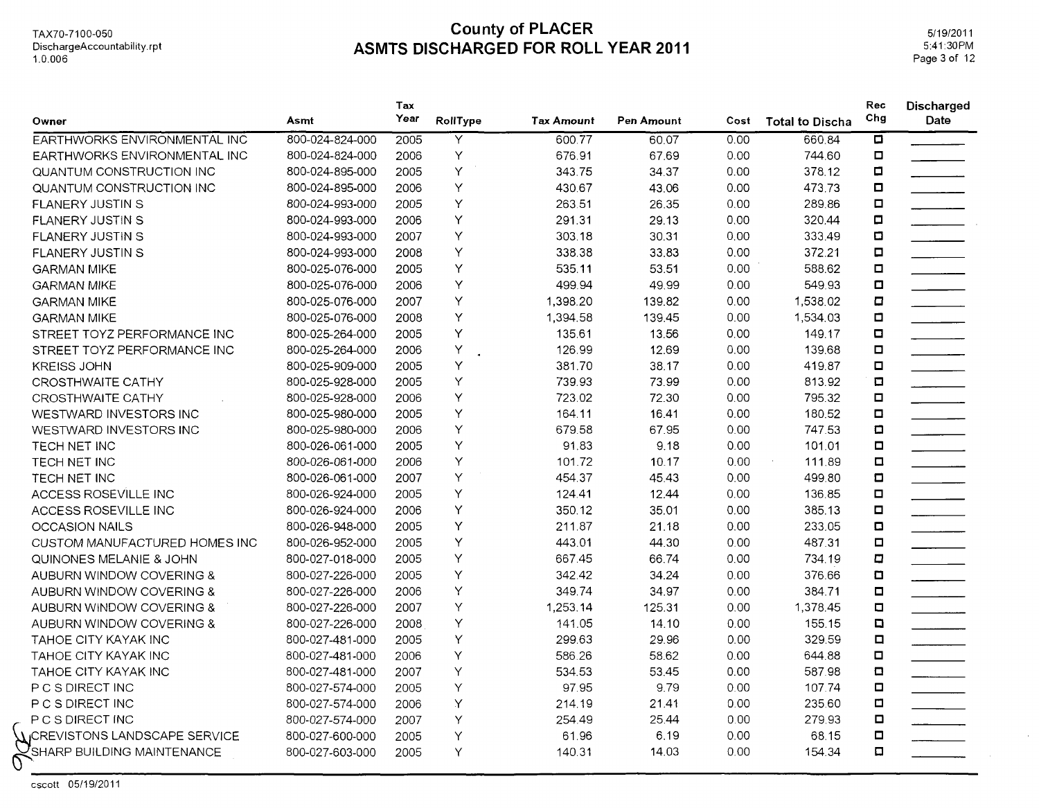# County of PLACER
# ASMTS DISCHARGED FOR ROLL YEAR 2011

| Owner | Asmt | Tax Year | RollType | Tax Amount | Pen Amount | Cost | Total to Discha | Rec Chg | Discharged Date |
|---|---|---|---|---|---|---|---|---|---|
| EARTHWORKS ENVIRONMENTAL INC | 800-024-824-000 | 2005 | Y | 600.77 | 60.07 | 0.00 | 660.84 | ☐ | |
| EARTHWORKS ENVIRONMENTAL INC | 800-024-824-000 | 2006 | Y | 676.91 | 67.69 | 0.00 | 744.60 | ☐ | |
| QUANTUM CONSTRUCTION INC | 800-024-895-000 | 2005 | Y | 343.75 | 34.37 | 0.00 | 378.12 | ☐ | |
| QUANTUM CONSTRUCTION INC | 800-024-895-000 | 2006 | Y | 430.67 | 43.06 | 0.00 | 473.73 | ☐ | |
| FLANERY JUSTIN S | 800-024-993-000 | 2005 | Y | 263.51 | 26.35 | 0.00 | 289.86 | ☐ | |
| FLANERY JUSTIN S | 800-024-993-000 | 2006 | Y | 291.31 | 29.13 | 0.00 | 320.44 | ☐ | |
| FLANERY JUSTIN S | 800-024-993-000 | 2007 | Y | 303.18 | 30.31 | 0.00 | 333.49 | ☐ | |
| FLANERY JUSTIN S | 800-024-993-000 | 2008 | Y | 338.38 | 33.83 | 0.00 | 372.21 | ☐ | |
| GARMAN MIKE | 800-025-076-000 | 2005 | Y | 535.11 | 53.51 | 0.00 | 588.62 | ☐ | |
| GARMAN MIKE | 800-025-076-000 | 2006 | Y | 499.94 | 49.99 | 0.00 | 549.93 | ☐ | |
| GARMAN MIKE | 800-025-076-000 | 2007 | Y | 1,398.20 | 139.82 | 0.00 | 1,538.02 | ☐ | |
| GARMAN MIKE | 800-025-076-000 | 2008 | Y | 1,394.58 | 139.45 | 0.00 | 1,534.03 | ☐ | |
| STREET TOYZ PERFORMANCE INC | 800-025-264-000 | 2005 | Y | 135.61 | 13.56 | 0.00 | 149.17 | ☐ | |
| STREET TOYZ PERFORMANCE INC | 800-025-264-000 | 2006 | Y | 126.99 | 12.69 | 0.00 | 139.68 | ☐ | |
| KREISS JOHN | 800-025-909-000 | 2005 | Y | 381.70 | 38.17 | 0.00 | 419.87 | ☐ | |
| CROSTHWAITE CATHY | 800-025-928-000 | 2005 | Y | 739.93 | 73.99 | 0.00 | 813.92 | ☐ | |
| CROSTHWAITE CATHY | 800-025-928-000 | 2006 | Y | 723.02 | 72.30 | 0.00 | 795.32 | ☐ | |
| WESTWARD INVESTORS INC | 800-025-980-000 | 2005 | Y | 164.11 | 16.41 | 0.00 | 180.52 | ☐ | |
| WESTWARD INVESTORS INC | 800-025-980-000 | 2006 | Y | 679.58 | 67.95 | 0.00 | 747.53 | ☐ | |
| TECH NET INC | 800-026-061-000 | 2005 | Y | 91.83 | 9.18 | 0.00 | 101.01 | ☐ | |
| TECH NET INC | 800-026-061-000 | 2006 | Y | 101.72 | 10.17 | 0.00 | 111.89 | ☐ | |
| TECH NET INC | 800-026-061-000 | 2007 | Y | 454.37 | 45.43 | 0.00 | 499.80 | ☐ | |
| ACCESS ROSEVILLE INC | 800-026-924-000 | 2005 | Y | 124.41 | 12.44 | 0.00 | 136.85 | ☐ | |
| ACCESS ROSEVILLE INC | 800-026-924-000 | 2006 | Y | 350.12 | 35.01 | 0.00 | 385.13 | ☐ | |
| OCCASION NAILS | 800-026-948-000 | 2005 | Y | 211.87 | 21.18 | 0.00 | 233.05 | ☐ | |
| CUSTOM MANUFACTURED HOMES INC | 800-026-952-000 | 2005 | Y | 443.01 | 44.30 | 0.00 | 487.31 | ☐ | |
| QUINONES MELANIE & JOHN | 800-027-018-000 | 2005 | Y | 667.45 | 66.74 | 0.00 | 734.19 | ☐ | |
| AUBURN WINDOW COVERING & | 800-027-226-000 | 2005 | Y | 342.42 | 34.24 | 0.00 | 376.66 | ☐ | |
| AUBURN WINDOW COVERING & | 800-027-226-000 | 2006 | Y | 349.74 | 34.97 | 0.00 | 384.71 | ☐ | |
| AUBURN WINDOW COVERING & | 800-027-226-000 | 2007 | Y | 1,253.14 | 125.31 | 0.00 | 1,378.45 | ☐ | |
| AUBURN WINDOW COVERING & | 800-027-226-000 | 2008 | Y | 141.05 | 14.10 | 0.00 | 155.15 | ☐ | |
| TAHOE CITY KAYAK INC | 800-027-481-000 | 2005 | Y | 299.63 | 29.96 | 0.00 | 329.59 | ☐ | |
| TAHOE CITY KAYAK INC | 800-027-481-000 | 2006 | Y | 586.26 | 58.62 | 0.00 | 644.88 | ☐ | |
| TAHOE CITY KAYAK INC | 800-027-481-000 | 2007 | Y | 534.53 | 53.45 | 0.00 | 587.98 | ☐ | |
| P C S DIRECT INC | 800-027-574-000 | 2005 | Y | 97.95 | 9.79 | 0.00 | 107.74 | ☐ | |
| P C S DIRECT INC | 800-027-574-000 | 2006 | Y | 214.19 | 21.41 | 0.00 | 235.60 | ☐ | |
| P C S DIRECT INC | 800-027-574-000 | 2007 | Y | 254.49 | 25.44 | 0.00 | 279.93 | ☐ | |
| CREVISTONS LANDSCAPE SERVICE | 800-027-600-000 | 2005 | Y | 61.96 | 6.19 | 0.00 | 68.15 | ☐ | |
| SHARP BUILDING MAINTENANCE | 800-027-603-000 | 2005 | Y | 140.31 | 14.03 | 0.00 | 154.34 | ☐ | |

cscott 05/19/2011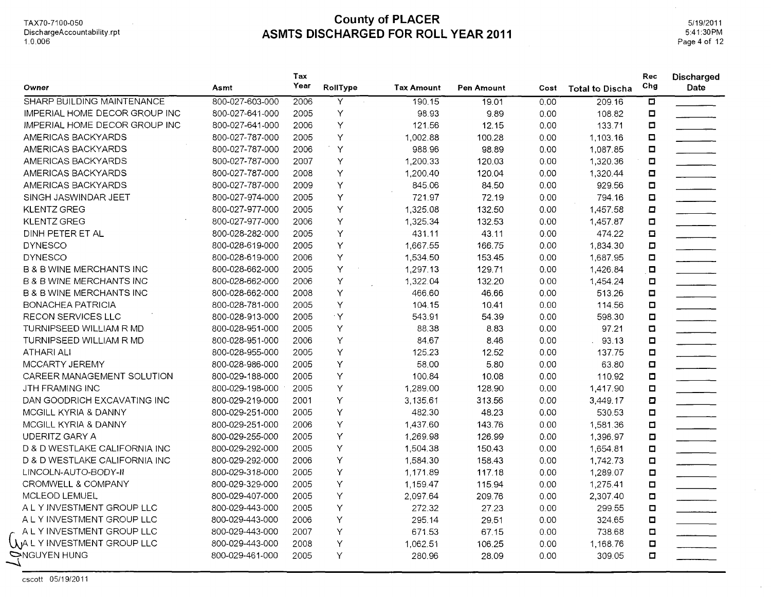# County of PLACER
## ASMTS DISCHARGED FOR ROLL YEAR 2011

TAX70-7100-050
DischargeAccountability.rpt
1.0.006

5/19/2011
5:41:30PM

| Owner | Asmt | Tax Year | RollType | Tax Amount | Pen Amount | Cost | Total to Discha | Rec Chg | Discharged Date |
|---|---|---|---|---|---|---|---|---|---|
| SHARP BUILDING MAINTENANCE | 800-027-603-000 | 2006 | Y | 190.15 | 19.01 | 0.00 | 209.16 | ☐ | ______ |
| IMPERIAL HOME DECOR GROUP INC | 800-027-641-000 | 2005 | Y | 98.93 | 9.89 | 0.00 | 108.82 | ☐ | ______ |
| IMPERIAL HOME DECOR GROUP INC | 800-027-641-000 | 2006 | Y | 121.56 | 12.15 | 0.00 | 133.71 | ☐ | ______ |
| AMERICAS BACKYARDS | 800-027-787-000 | 2005 | Y | 1,002.88 | 100.28 | 0.00 | 1,103.16 | ☐ | ______ |
| AMERICAS BACKYARDS | 800-027-787-000 | 2006 | Y | 988.96 | 98.89 | 0.00 | 1,087.85 | ☐ | ______ |
| AMERICAS BACKYARDS | 800-027-787-000 | 2007 | Y | 1,200.33 | 120.03 | 0.00 | 1,320.36 | ☐ | ______ |
| AMERICAS BACKYARDS | 800-027-787-000 | 2008 | Y | 1,200.40 | 120.04 | 0.00 | 1,320.44 | ☐ | ______ |
| AMERICAS BACKYARDS | 800-027-787-000 | 2009 | Y | 845.06 | 84.50 | 0.00 | 929.56 | ☐ | ______ |
| SINGH JASWINDAR JEET | 800-027-974-000 | 2005 | Y | 721.97 | 72.19 | 0.00 | 794.16 | ☐ | ______ |
| KLENTZ GREG | 800-027-977-000 | 2005 | Y | 1,325.08 | 132.50 | 0.00 | 1,457.58 | ☐ | ______ |
| KLENTZ GREG | 800-027-977-000 | 2006 | Y | 1,325.34 | 132.53 | 0.00 | 1,457.87 | ☐ | ______ |
| DINH PETER ET AL | 800-028-282-000 | 2005 | Y | 431.11 | 43.11 | 0.00 | 474.22 | ☐ | ______ |
| DYNESCO | 800-028-619-000 | 2005 | Y | 1,667.55 | 166.75 | 0.00 | 1,834.30 | ☐ | ______ |
| DYNESCO | 800-028-619-000 | 2006 | Y | 1,534.50 | 153.45 | 0.00 | 1,687.95 | ☐ | ______ |
| B & B WINE MERCHANTS INC | 800-028-662-000 | 2005 | Y | 1,297.13 | 129.71 | 0.00 | 1,426.84 | ☐ | ______ |
| B & B WINE MERCHANTS INC | 800-028-662-000 | 2006 | Y | 1,322.04 | 132.20 | 0.00 | 1,454.24 | ☐ | ______ |
| B & B WINE MERCHANTS INC | 800-028-662-000 | 2008 | Y | 466.60 | 46.66 | 0.00 | 513.26 | ☐ | ______ |
| BONACHEA PATRICIA | 800-028-781-000 | 2005 | Y | 104.15 | 10.41 | 0.00 | 114.56 | ☐ | ______ |
| RECON SERVICES LLC | 800-028-913-000 | 2005 | Y | 543.91 | 54.39 | 0.00 | 598.30 | ☐ | ______ |
| TURNIPSEED WILLIAM R MD | 800-028-951-000 | 2005 | Y | 88.38 | 8.83 | 0.00 | 97.21 | ☐ | ______ |
| TURNIPSEED WILLIAM R MD | 800-028-951-000 | 2006 | Y | 84.67 | 8.46 | 0.00 | 93.13 | ☐ | ______ |
| ATHARI ALI | 800-028-955-000 | 2005 | Y | 125.23 | 12.52 | 0.00 | 137.75 | ☐ | ______ |
| MCCARTY JEREMY | 800-028-986-000 | 2005 | Y | 58.00 | 5.80 | 0.00 | 63.80 | ☐ | ______ |
| CAREER MANAGEMENT SOLUTION | 800-029-188-000 | 2005 | Y | 100.84 | 10.08 | 0.00 | 110.92 | ☐ | ______ |
| JTH FRAMING INC | 800-029-198-000 | 2005 | Y | 1,289.00 | 128.90 | 0.00 | 1,417.90 | ☐ | ______ |
| DAN GOODRICH EXCAVATING INC | 800-029-219-000 | 2001 | Y | 3,135.61 | 313.56 | 0.00 | 3,449.17 | ☐ | ______ |
| MCGILL KYRIA & DANNY | 800-029-251-000 | 2005 | Y | 482.30 | 48.23 | 0.00 | 530.53 | ☐ | ______ |
| MCGILL KYRIA & DANNY | 800-029-251-000 | 2006 | Y | 1,437.60 | 143.76 | 0.00 | 1,581.36 | ☐ | ______ |
| UDERITZ GARY A | 800-029-255-000 | 2005 | Y | 1,269.98 | 126.99 | 0.00 | 1,396.97 | ☐ | ______ |
| D & D WESTLAKE CALIFORNIA INC | 800-029-292-000 | 2005 | Y | 1,504.38 | 150.43 | 0.00 | 1,654.81 | ☐ | ______ |
| D & D WESTLAKE CALIFORNIA INC | 800-029-292-000 | 2006 | Y | 1,584.30 | 158.43 | 0.00 | 1,742.73 | ☐ | ______ |
| LINCOLN-AUTO-BODY-II | 800-029-318-000 | 2005 | Y | 1,171.89 | 117.18 | 0.00 | 1,289.07 | ☐ | ______ |
| CROMWELL & COMPANY | 800-029-329-000 | 2005 | Y | 1,159.47 | 115.94 | 0.00 | 1,275.41 | ☐ | ______ |
| MCLEOD LEMUEL | 800-029-407-000 | 2005 | Y | 2,097.64 | 209.76 | 0.00 | 2,307.40 | ☐ | ______ |
| A L Y INVESTMENT GROUP LLC | 800-029-443-000 | 2005 | Y | 272.32 | 27.23 | 0.00 | 299.55 | ☐ | ______ |
| A L Y INVESTMENT GROUP LLC | 800-029-443-000 | 2006 | Y | 295.14 | 29.51 | 0.00 | 324.65 | ☐ | ______ |
| A L Y INVESTMENT GROUP LLC | 800-029-443-000 | 2007 | Y | 671.53 | 67.15 | 0.00 | 738.68 | ☐ | ______ |
| A L Y INVESTMENT GROUP LLC | 800-029-443-000 | 2008 | Y | 1,062.51 | 106.25 | 0.00 | 1,168.76 | ☐ | ______ |
| NGUYEN HUNG | 800-029-461-000 | 2005 | Y | 280.96 | 28.09 | 0.00 | 309.05 | ☐ | ______ |

cscott 05/19/2011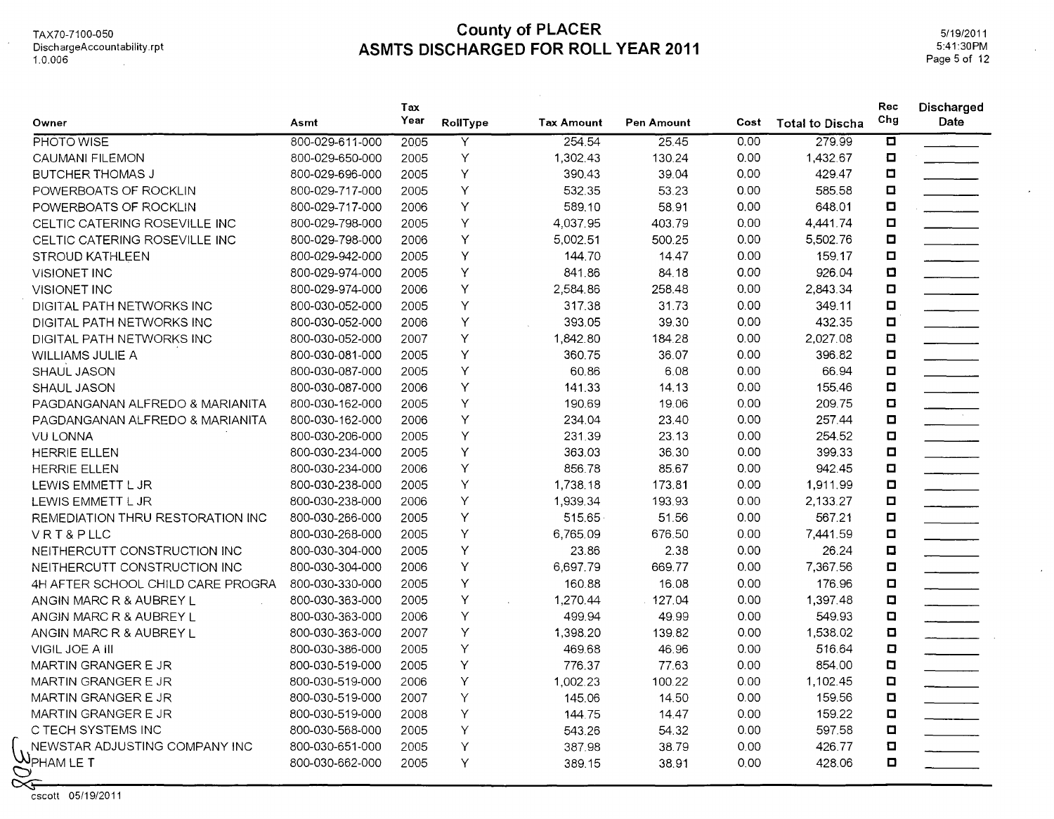# County of PLACER
## ASMTS DISCHARGED FOR ROLL YEAR 2011

TAX70-7100-050
DischargeAccountability.rpt
1.0.006

5/19/2011
5:41:30PM

| Owner | Asmt | Tax Year | RollType | Tax Amount | Pen Amount | Cost | Total to Discha | Rec Chg | Discharged Date |
|---|---|---|---|---|---|---|---|---|---|
| PHOTO WISE | 800-029-611-000 | 2005 | Y | 254.54 | 25.45 | 0.00 | 279.99 | ☐ | |
| CAUMANI FILEMON | 800-029-650-000 | 2005 | Y | 1,302.43 | 130.24 | 0.00 | 1,432.67 | ☐ | |
| BUTCHER THOMAS J | 800-029-696-000 | 2005 | Y | 390.43 | 39.04 | 0.00 | 429.47 | ☐ | |
| POWERBOATS OF ROCKLIN | 800-029-717-000 | 2005 | Y | 532.35 | 53.23 | 0.00 | 585.58 | ☐ | |
| POWERBOATS OF ROCKLIN | 800-029-717-000 | 2006 | Y | 589.10 | 58.91 | 0.00 | 648.01 | ☐ | |
| CELTIC CATERING ROSEVILLE INC | 800-029-798-000 | 2005 | Y | 4,037.95 | 403.79 | 0.00 | 4,441.74 | ☐ | |
| CELTIC CATERING ROSEVILLE INC | 800-029-798-000 | 2006 | Y | 5,002.51 | 500.25 | 0.00 | 5,502.76 | ☐ | |
| STROUD KATHLEEN | 800-029-942-000 | 2005 | Y | 144.70 | 14.47 | 0.00 | 159.17 | ☐ | |
| VISIONET INC | 800-029-974-000 | 2005 | Y | 841.86 | 84.18 | 0.00 | 926.04 | ☐ | |
| VISIONET INC | 800-029-974-000 | 2006 | Y | 2,584.86 | 258.48 | 0.00 | 2,843.34 | ☐ | |
| DIGITAL PATH NETWORKS INC | 800-030-052-000 | 2005 | Y | 317.38 | 31.73 | 0.00 | 349.11 | ☐ | |
| DIGITAL PATH NETWORKS INC | 800-030-052-000 | 2006 | Y | 393.05 | 39.30 | 0.00 | 432.35 | ☐ | |
| DIGITAL PATH NETWORKS INC | 800-030-052-000 | 2007 | Y | 1,842.80 | 184.28 | 0.00 | 2,027.08 | ☐ | |
| WILLIAMS JULIE A | 800-030-081-000 | 2005 | Y | 360.75 | 36.07 | 0.00 | 396.82 | ☐ | |
| SHAUL JASON | 800-030-087-000 | 2005 | Y | 60.86 | 6.08 | 0.00 | 66.94 | ☐ | |
| SHAUL JASON | 800-030-087-000 | 2006 | Y | 141.33 | 14.13 | 0.00 | 155.46 | ☐ | |
| PAGDANGANAN ALFREDO & MARIANITA | 800-030-162-000 | 2005 | Y | 190.69 | 19.06 | 0.00 | 209.75 | ☐ | |
| PAGDANGANAN ALFREDO & MARIANITA | 800-030-162-000 | 2006 | Y | 234.04 | 23.40 | 0.00 | 257.44 | ☐ | |
| VU LONNA | 800-030-206-000 | 2005 | Y | 231.39 | 23.13 | 0.00 | 254.52 | ☐ | |
| HERRIE ELLEN | 800-030-234-000 | 2005 | Y | 363.03 | 36.30 | 0.00 | 399.33 | ☐ | |
| HERRIE ELLEN | 800-030-234-000 | 2006 | Y | 856.78 | 85.67 | 0.00 | 942.45 | ☐ | |
| LEWIS EMMETT L JR | 800-030-238-000 | 2005 | Y | 1,738.18 | 173.81 | 0.00 | 1,911.99 | ☐ | |
| LEWIS EMMETT L JR | 800-030-238-000 | 2006 | Y | 1,939.34 | 193.93 | 0.00 | 2,133.27 | ☐ | |
| REMEDIATION THRU RESTORATION INC | 800-030-266-000 | 2005 | Y | 515.65 | 51.56 | 0.00 | 567.21 | ☐ | |
| V R T & P LLC | 800-030-268-000 | 2005 | Y | 6,765.09 | 676.50 | 0.00 | 7,441.59 | ☐ | |
| NEITHERCUTT CONSTRUCTION INC | 800-030-304-000 | 2005 | Y | 23.86 | 2.38 | 0.00 | 26.24 | ☐ | |
| NEITHERCUTT CONSTRUCTION INC | 800-030-304-000 | 2006 | Y | 6,697.79 | 669.77 | 0.00 | 7,367.56 | ☐ | |
| 4H AFTER SCHOOL CHILD CARE PROGRA | 800-030-330-000 | 2005 | Y | 160.88 | 16.08 | 0.00 | 176.96 | ☐ | |
| ANGIN MARC R & AUBREY L | 800-030-363-000 | 2005 | Y | 1,270.44 | 127.04 | 0.00 | 1,397.48 | ☐ | |
| ANGIN MARC R & AUBREY L | 800-030-363-000 | 2006 | Y | 499.94 | 49.99 | 0.00 | 549.93 | ☐ | |
| ANGIN MARC R & AUBREY L | 800-030-363-000 | 2007 | Y | 1,398.20 | 139.82 | 0.00 | 1,538.02 | ☐ | |
| VIGIL JOE A III | 800-030-386-000 | 2005 | Y | 469.68 | 46.96 | 0.00 | 516.64 | ☐ | |
| MARTIN GRANGER E JR | 800-030-519-000 | 2005 | Y | 776.37 | 77.63 | 0.00 | 854.00 | ☐ | |
| MARTIN GRANGER E JR | 800-030-519-000 | 2006 | Y | 1,002.23 | 100.22 | 0.00 | 1,102.45 | ☐ | |
| MARTIN GRANGER E JR | 800-030-519-000 | 2007 | Y | 145.06 | 14.50 | 0.00 | 159.56 | ☐ | |
| MARTIN GRANGER E JR | 800-030-519-000 | 2008 | Y | 144.75 | 14.47 | 0.00 | 159.22 | ☐ | |
| C TECH SYSTEMS INC | 800-030-568-000 | 2005 | Y | 543.26 | 54.32 | 0.00 | 597.58 | ☐ | |
| NEWSTAR ADJUSTING COMPANY INC | 800-030-651-000 | 2005 | Y | 387.98 | 38.79 | 0.00 | 426.77 | ☐ | |
| PHAM LE T | 800-030-662-000 | 2005 | Y | 389.15 | 38.91 | 0.00 | 428.06 | ☐ | |

cscott 05/19/2011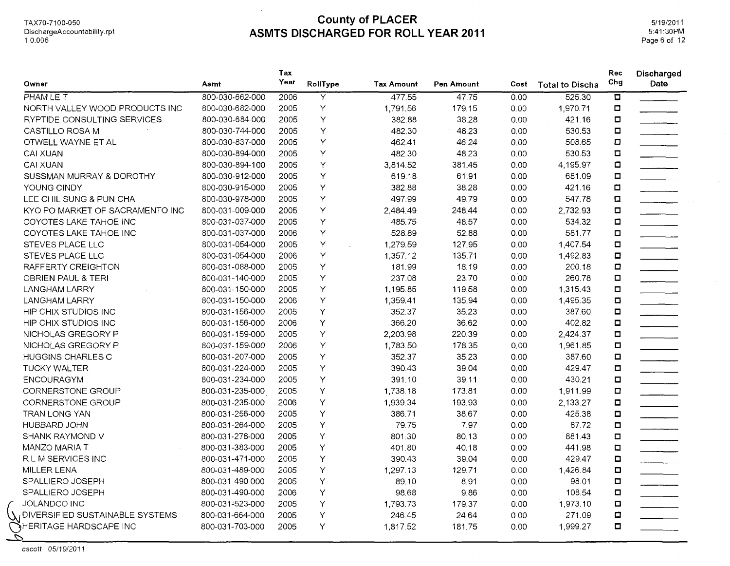# County of PLACER
## ASMTS DISCHARGED FOR ROLL YEAR 2011

| Owner | Asmt | Tax Year | RollType | Tax Amount | Pen Amount | Cost | Total to Discha | Rec Chg | Discharged Date |
|---|---|---|---|---|---|---|---|---|---|
| PHAM LE T | 800-030-662-000 | 2006 | Y | 477.55 | 47.75 | 0.00 | 525.30 | ☐ | |
| NORTH VALLEY WOOD PRODUCTS INC | 800-030-682-000 | 2005 | Y | 1,791.56 | 179.15 | 0.00 | 1,970.71 | ☐ | |
| RYPTIDE CONSULTING SERVICES | 800-030-684-000 | 2005 | Y | 382.88 | 38.28 | 0.00 | 421.16 | ☐ | |
| CASTILLO ROSA M | 800-030-744-000 | 2005 | Y | 482.30 | 48.23 | 0.00 | 530.53 | ☐ | |
| OTWELL WAYNE ET AL | 800-030-837-000 | 2005 | Y | 462.41 | 46.24 | 0.00 | 508.65 | ☐ | |
| CAI XUAN | 800-030-894-000 | 2005 | Y | 482.30 | 48.23 | 0.00 | 530.53 | ☐ | |
| CAI XUAN | 800-030-894-100 | 2005 | Y | 3,814.52 | 381.45 | 0.00 | 4,195.97 | ☐ | |
| SUSSMAN MURRAY & DOROTHY | 800-030-912-000 | 2005 | Y | 619.18 | 61.91 | 0.00 | 681.09 | ☐ | |
| YOUNG CINDY | 800-030-915-000 | 2005 | Y | 382.88 | 38.28 | 0.00 | 421.16 | ☐ | |
| LEE CHIL SUNG & PUN CHA | 800-030-978-000 | 2005 | Y | 497.99 | 49.79 | 0.00 | 547.78 | ☐ | |
| KYO PO MARKET OF SACRAMENTO INC | 800-031-009-000 | 2005 | Y | 2,484.49 | 248.44 | 0.00 | 2,732.93 | ☐ | |
| COYOTES LAKE TAHOE INC | 800-031-037-000 | 2005 | Y | 485.75 | 48.57 | 0.00 | 534.32 | ☐ | |
| COYOTES LAKE TAHOE INC | 800-031-037-000 | 2006 | Y | 528.89 | 52.88 | 0.00 | 581.77 | ☐ | |
| STEVES PLACE LLC | 800-031-054-000 | 2005 | Y | 1,279.59 | 127.95 | 0.00 | 1,407.54 | ☐ | |
| STEVES PLACE LLC | 800-031-054-000 | 2006 | Y | 1,357.12 | 135.71 | 0.00 | 1,492.83 | ☐ | |
| RAFFERTY CREIGHTON | 800-031-088-000 | 2005 | Y | 181.99 | 18.19 | 0.00 | 200.18 | ☐ | |
| OBRIEN PAUL & TERI | 800-031-140-000 | 2005 | Y | 237.08 | 23.70 | 0.00 | 260.78 | ☐ | |
| LANGHAM LARRY | 800-031-150-000 | 2005 | Y | 1,195.85 | 119.58 | 0.00 | 1,315.43 | ☐ | |
| LANGHAM LARRY | 800-031-150-000 | 2006 | Y | 1,359.41 | 135.94 | 0.00 | 1,495.35 | ☐ | |
| HIP CHIX STUDIOS INC | 800-031-156-000 | 2005 | Y | 352.37 | 35.23 | 0.00 | 387.60 | ☐ | |
| HIP CHIX STUDIOS INC | 800-031-156-000 | 2006 | Y | 366.20 | 36.62 | 0.00 | 402.82 | ☐ | |
| NICHOLAS GREGORY P | 800-031-159-000 | 2005 | Y | 2,203.98 | 220.39 | 0.00 | 2,424.37 | ☐ | |
| NICHOLAS GREGORY P | 800-031-159-000 | 2006 | Y | 1,783.50 | 178.35 | 0.00 | 1,961.85 | ☐ | |
| HUGGINS CHARLES C | 800-031-207-000 | 2005 | Y | 352.37 | 35.23 | 0.00 | 387.60 | ☐ | |
| TUCKY WALTER | 800-031-224-000 | 2005 | Y | 390.43 | 39.04 | 0.00 | 429.47 | ☐ | |
| ENCOURAGYM | 800-031-234-000 | 2005 | Y | 391.10 | 39.11 | 0.00 | 430.21 | ☐ | |
| CORNERSTONE GROUP | 800-031-235-000 | 2005 | Y | 1,738.18 | 173.81 | 0.00 | 1,911.99 | ☐ | |
| CORNERSTONE GROUP | 800-031-235-000 | 2006 | Y | 1,939.34 | 193.93 | 0.00 | 2,133.27 | ☐ | |
| TRAN LONG YAN | 800-031-256-000 | 2005 | Y | 386.71 | 38.67 | 0.00 | 425.38 | ☐ | |
| HUBBARD JOHN | 800-031-264-000 | 2005 | Y | 79.75 | 7.97 | 0.00 | 87.72 | ☐ | |
| SHANK RAYMOND V | 800-031-278-000 | 2005 | Y | 801.30 | 80.13 | 0.00 | 881.43 | ☐ | |
| MANZO MARIA T | 800-031-383-000 | 2005 | Y | 401.80 | 40.18 | 0.00 | 441.98 | ☐ | |
| R L M SERVICES INC | 800-031-471-000 | 2005 | Y | 390.43 | 39.04 | 0.00 | 429.47 | ☐ | |
| MILLER LENA | 800-031-489-000 | 2005 | Y | 1,297.13 | 129.71 | 0.00 | 1,426.84 | ☐ | |
| SPALLIERO JOSEPH | 800-031-490-000 | 2005 | Y | 89.10 | 8.91 | 0.00 | 98.01 | ☐ | |
| SPALLIERO JOSEPH | 800-031-490-000 | 2006 | Y | 98.68 | 9.86 | 0.00 | 108.54 | ☐ | |
| JOLANDCO INC | 800-031-523-000 | 2005 | Y | 1,793.73 | 179.37 | 0.00 | 1,973.10 | ☐ | |
| DIVERSIFIED SUSTAINABLE SYSTEMS | 800-031-664-000 | 2005 | Y | 246.45 | 24.64 | 0.00 | 271.09 | ☐ | |
| HERITAGE HARDSCAPE INC | 800-031-703-000 | 2005 | Y | 1,817.52 | 181.75 | 0.00 | 1,999.27 | ☐ | |

*cscott 05/19/2011*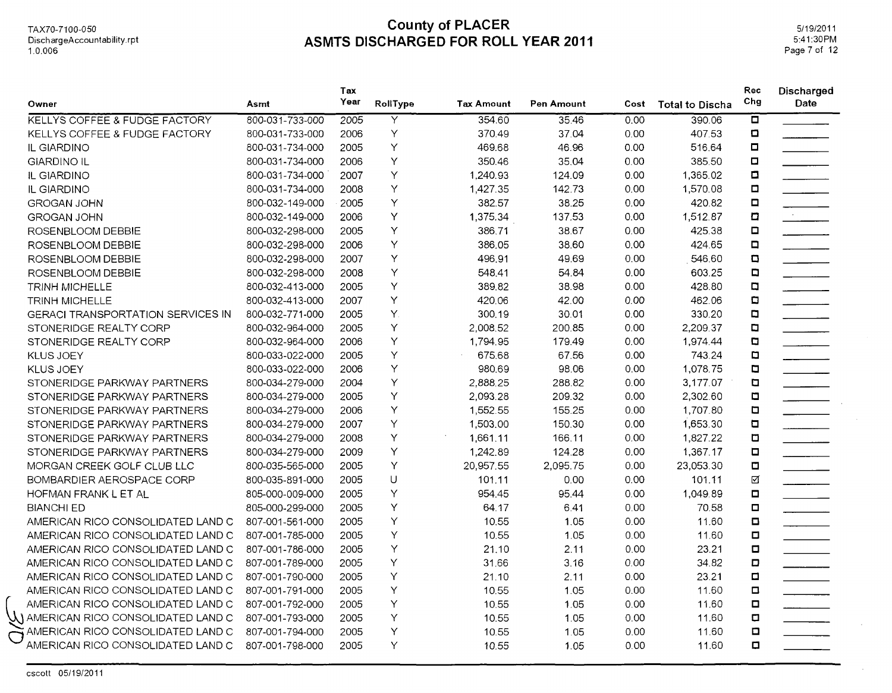# County of PLACER
## ASMTS DISCHARGED FOR ROLL YEAR 2011

TAX70-7100-050
DischargeAccountability.rpt
1.0.006

5/19/2011
5:41:30PM

| Owner | Asmt | Tax Year | RollType | Tax Amount | Pen Amount | Cost | Total to Discha | Rec Chg | Discharged Date |
|---|---|---|---|---|---|---|---|---|---|
| KELLYS COFFEE & FUDGE FACTORY | 800-031-733-000 | 2005 | Y | 354.60 | 35.46 | 0.00 | 390.06 | ☐ | |
| KELLYS COFFEE & FUDGE FACTORY | 800-031-733-000 | 2006 | Y | 370.49 | 37.04 | 0.00 | 407.53 | ☐ | |
| IL GIARDINO | 800-031-734-000 | 2005 | Y | 469.68 | 46.96 | 0.00 | 516.64 | ☐ | |
| GIARDINO IL | 800-031-734-000 | 2006 | Y | 350.46 | 35.04 | 0.00 | 385.50 | ☐ | |
| IL GIARDINO | 800-031-734-000 | 2007 | Y | 1,240.93 | 124.09 | 0.00 | 1,365.02 | ☐ | |
| IL GIARDINO | 800-031-734-000 | 2008 | Y | 1,427.35 | 142.73 | 0.00 | 1,570.08 | ☐ | |
| GROGAN JOHN | 800-032-149-000 | 2005 | Y | 382.57 | 38.25 | 0.00 | 420.82 | ☐ | |
| GROGAN JOHN | 800-032-149-000 | 2006 | Y | 1,375.34 | 137.53 | 0.00 | 1,512.87 | ☐ | |
| ROSENBLOOM DEBBIE | 800-032-298-000 | 2005 | Y | 386.71 | 38.67 | 0.00 | 425.38 | ☐ | |
| ROSENBLOOM DEBBIE | 800-032-298-000 | 2006 | Y | 386.05 | 38.60 | 0.00 | 424.65 | ☐ | |
| ROSENBLOOM DEBBIE | 800-032-298-000 | 2007 | Y | 496.91 | 49.69 | 0.00 | 546.60 | ☐ | |
| ROSENBLOOM DEBBIE | 800-032-298-000 | 2008 | Y | 548.41 | 54.84 | 0.00 | 603.25 | ☐ | |
| TRINH MICHELLE | 800-032-413-000 | 2005 | Y | 389.82 | 38.98 | 0.00 | 428.80 | ☐ | |
| TRINH MICHELLE | 800-032-413-000 | 2007 | Y | 420.06 | 42.00 | 0.00 | 462.06 | ☐ | |
| GERACI TRANSPORTATION SERVICES IN | 800-032-771-000 | 2005 | Y | 300.19 | 30.01 | 0.00 | 330.20 | ☐ | |
| STONERIDGE REALTY CORP | 800-032-964-000 | 2005 | Y | 2,008.52 | 200.85 | 0.00 | 2,209.37 | ☐ | |
| STONERIDGE REALTY CORP | 800-032-964-000 | 2006 | Y | 1,794.95 | 179.49 | 0.00 | 1,974.44 | ☐ | |
| KLUS JOEY | 800-033-022-000 | 2005 | Y | 675.68 | 67.56 | 0.00 | 743.24 | ☐ | |
| KLUS JOEY | 800-033-022-000 | 2006 | Y | 980.69 | 98.06 | 0.00 | 1,078.75 | ☐ | |
| STONERIDGE PARKWAY PARTNERS | 800-034-279-000 | 2004 | Y | 2,888.25 | 288.82 | 0.00 | 3,177.07 | ☐ | |
| STONERIDGE PARKWAY PARTNERS | 800-034-279-000 | 2005 | Y | 2,093.28 | 209.32 | 0.00 | 2,302.60 | ☐ | |
| STONERIDGE PARKWAY PARTNERS | 800-034-279-000 | 2006 | Y | 1,552.55 | 155.25 | 0.00 | 1,707.80 | ☐ | |
| STONERIDGE PARKWAY PARTNERS | 800-034-279-000 | 2007 | Y | 1,503.00 | 150.30 | 0.00 | 1,653.30 | ☐ | |
| STONERIDGE PARKWAY PARTNERS | 800-034-279-000 | 2008 | Y | 1,661.11 | 166.11 | 0.00 | 1,827.22 | ☐ | |
| STONERIDGE PARKWAY PARTNERS | 800-034-279-000 | 2009 | Y | 1,242.89 | 124.28 | 0.00 | 1,367.17 | ☐ | |
| MORGAN CREEK GOLF CLUB LLC | 800-035-565-000 | 2005 | Y | 20,957.55 | 2,095.75 | 0.00 | 23,053.30 | ☐ | |
| BOMBARDIER AEROSPACE CORP | 800-035-891-000 | 2005 | U | 101.11 | 0.00 | 0.00 | 101.11 | ☑ | |
| HOFMAN FRANK L ET AL | 805-000-009-000 | 2005 | Y | 954.45 | 95.44 | 0.00 | 1,049.89 | ☐ | |
| BIANCHI ED | 805-000-299-000 | 2005 | Y | 64.17 | 6.41 | 0.00 | 70.58 | ☐ | |
| AMERICAN RICO CONSOLIDATED LAND C | 807-001-561-000 | 2005 | Y | 10.55 | 1.05 | 0.00 | 11.60 | ☐ | |
| AMERICAN RICO CONSOLIDATED LAND C | 807-001-785-000 | 2005 | Y | 10.55 | 1.05 | 0.00 | 11.60 | ☐ | |
| AMERICAN RICO CONSOLIDATED LAND C | 807-001-786-000 | 2005 | Y | 21.10 | 2.11 | 0.00 | 23.21 | ☐ | |
| AMERICAN RICO CONSOLIDATED LAND C | 807-001-789-000 | 2005 | Y | 31.66 | 3.16 | 0.00 | 34.82 | ☐ | |
| AMERICAN RICO CONSOLIDATED LAND C | 807-001-790-000 | 2005 | Y | 21.10 | 2.11 | 0.00 | 23.21 | ☐ | |
| AMERICAN RICO CONSOLIDATED LAND C | 807-001-791-000 | 2005 | Y | 10.55 | 1.05 | 0.00 | 11.60 | ☐ | |
| AMERICAN RICO CONSOLIDATED LAND C | 807-001-792-000 | 2005 | Y | 10.55 | 1.05 | 0.00 | 11.60 | ☐ | |
| AMERICAN RICO CONSOLIDATED LAND C | 807-001-793-000 | 2005 | Y | 10.55 | 1.05 | 0.00 | 11.60 | ☐ | |
| AMERICAN RICO CONSOLIDATED LAND C | 807-001-794-000 | 2005 | Y | 10.55 | 1.05 | 0.00 | 11.60 | ☐ | |
| AMERICAN RICO CONSOLIDATED LAND C | 807-001-798-000 | 2005 | Y | 10.55 | 1.05 | 0.00 | 11.60 | ☐ | |

cscott 05/19/2011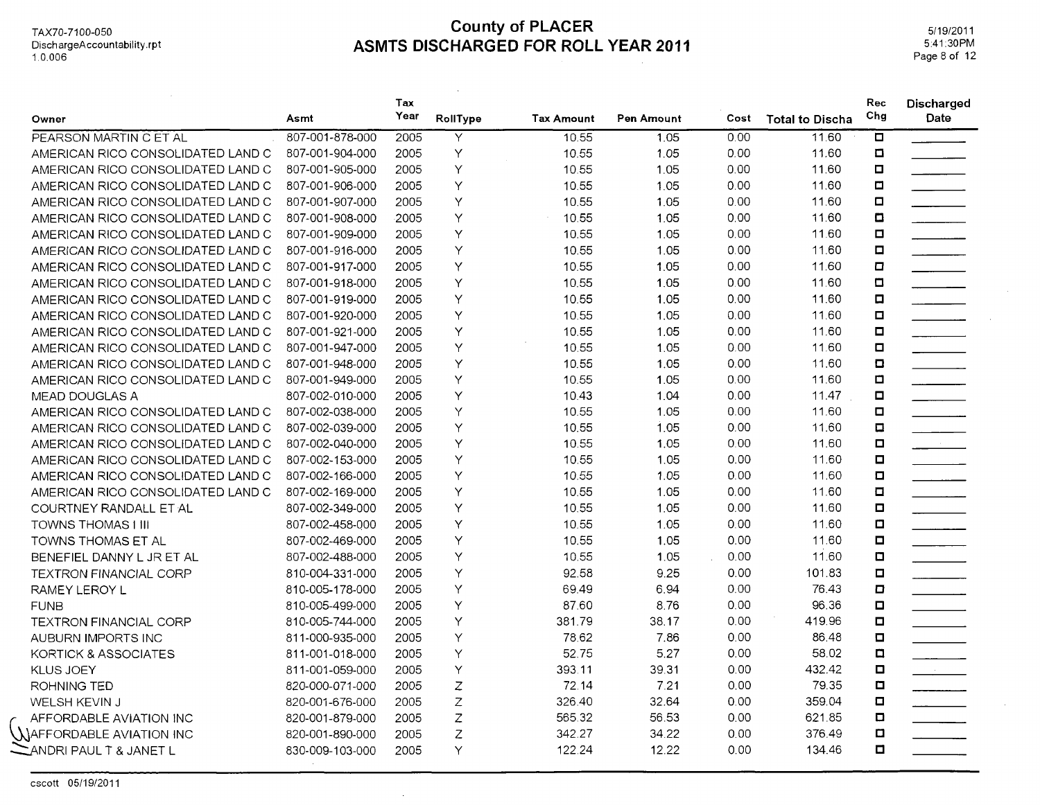# County of PLACER

## ASMTS DISCHARGED FOR ROLL YEAR 2011

TAX70-7100-050
DischargeAccountability.rpt
1.0.006

5/19/2011
5:41:30PM

| Owner | Asmt | Tax Year | RollType | Tax Amount | Pen Amount | Cost | Total to Discha | Rec Chg | Discharged Date |
|---|---|---|---|---|---|---|---|---|---|
| PEARSON MARTIN C ET AL | 807-001-878-000 | 2005 | Y | 10.55 | 1.05 | 0.00 | 11.60 | ☐ | |
| AMERICAN RICO CONSOLIDATED LAND C | 807-001-904-000 | 2005 | Y | 10.55 | 1.05 | 0.00 | 11.60 | ☐ | |
| AMERICAN RICO CONSOLIDATED LAND C | 807-001-905-000 | 2005 | Y | 10.55 | 1.05 | 0.00 | 11.60 | ☐ | |
| AMERICAN RICO CONSOLIDATED LAND C | 807-001-906-000 | 2005 | Y | 10.55 | 1.05 | 0.00 | 11.60 | ☐ | |
| AMERICAN RICO CONSOLIDATED LAND C | 807-001-907-000 | 2005 | Y | 10.55 | 1.05 | 0.00 | 11.60 | ☐ | |
| AMERICAN RICO CONSOLIDATED LAND C | 807-001-908-000 | 2005 | Y | 10.55 | 1.05 | 0.00 | 11.60 | ☐ | |
| AMERICAN RICO CONSOLIDATED LAND C | 807-001-909-000 | 2005 | Y | 10.55 | 1.05 | 0.00 | 11.60 | ☐ | |
| AMERICAN RICO CONSOLIDATED LAND C | 807-001-916-000 | 2005 | Y | 10.55 | 1.05 | 0.00 | 11.60 | ☐ | |
| AMERICAN RICO CONSOLIDATED LAND C | 807-001-917-000 | 2005 | Y | 10.55 | 1.05 | 0.00 | 11.60 | ☐ | |
| AMERICAN RICO CONSOLIDATED LAND C | 807-001-918-000 | 2005 | Y | 10.55 | 1.05 | 0.00 | 11.60 | ☐ | |
| AMERICAN RICO CONSOLIDATED LAND C | 807-001-919-000 | 2005 | Y | 10.55 | 1.05 | 0.00 | 11.60 | ☐ | |
| AMERICAN RICO CONSOLIDATED LAND C | 807-001-920-000 | 2005 | Y | 10.55 | 1.05 | 0.00 | 11.60 | ☐ | |
| AMERICAN RICO CONSOLIDATED LAND C | 807-001-921-000 | 2005 | Y | 10.55 | 1.05 | 0.00 | 11.60 | ☐ | |
| AMERICAN RICO CONSOLIDATED LAND C | 807-001-947-000 | 2005 | Y | 10.55 | 1.05 | 0.00 | 11.60 | ☐ | |
| AMERICAN RICO CONSOLIDATED LAND C | 807-001-948-000 | 2005 | Y | 10.55 | 1.05 | 0.00 | 11.60 | ☐ | |
| AMERICAN RICO CONSOLIDATED LAND C | 807-001-949-000 | 2005 | Y | 10.55 | 1.05 | 0.00 | 11.60 | ☐ | |
| MEAD DOUGLAS A | 807-002-010-000 | 2005 | Y | 10.43 | 1.04 | 0.00 | 11.47 | ☐ | |
| AMERICAN RICO CONSOLIDATED LAND C | 807-002-038-000 | 2005 | Y | 10.55 | 1.05 | 0.00 | 11.60 | ☐ | |
| AMERICAN RICO CONSOLIDATED LAND C | 807-002-039-000 | 2005 | Y | 10.55 | 1.05 | 0.00 | 11.60 | ☐ | |
| AMERICAN RICO CONSOLIDATED LAND C | 807-002-040-000 | 2005 | Y | 10.55 | 1.05 | 0.00 | 11.60 | ☐ | |
| AMERICAN RICO CONSOLIDATED LAND C | 807-002-153-000 | 2005 | Y | 10.55 | 1.05 | 0.00 | 11.60 | ☐ | |
| AMERICAN RICO CONSOLIDATED LAND C | 807-002-166-000 | 2005 | Y | 10.55 | 1.05 | 0.00 | 11.60 | ☐ | |
| AMERICAN RICO CONSOLIDATED LAND C | 807-002-169-000 | 2005 | Y | 10.55 | 1.05 | 0.00 | 11.60 | ☐ | |
| COURTNEY RANDALL ET AL | 807-002-349-000 | 2005 | Y | 10.55 | 1.05 | 0.00 | 11.60 | ☐ | |
| TOWNS THOMAS I III | 807-002-458-000 | 2005 | Y | 10.55 | 1.05 | 0.00 | 11.60 | ☐ | |
| TOWNS THOMAS ET AL | 807-002-469-000 | 2005 | Y | 10.55 | 1.05 | 0.00 | 11.60 | ☐ | |
| BENEFIEL DANNY L JR ET AL | 807-002-488-000 | 2005 | Y | 10.55 | 1.05 | 0.00 | 11.60 | ☐ | |
| TEXTRON FINANCIAL CORP | 810-004-331-000 | 2005 | Y | 92.58 | 9.25 | 0.00 | 101.83 | ☐ | |
| RAMEY LEROY L | 810-005-178-000 | 2005 | Y | 69.49 | 6.94 | 0.00 | 76.43 | ☐ | |
| FUNB | 810-005-499-000 | 2005 | Y | 87.60 | 8.76 | 0.00 | 96.36 | ☐ | |
| TEXTRON FINANCIAL CORP | 810-005-744-000 | 2005 | Y | 381.79 | 38.17 | 0.00 | 419.96 | ☐ | |
| AUBURN IMPORTS INC | 811-000-935-000 | 2005 | Y | 78.62 | 7.86 | 0.00 | 86.48 | ☐ | |
| KORTICK & ASSOCIATES | 811-001-018-000 | 2005 | Y | 52.75 | 5.27 | 0.00 | 58.02 | ☐ | |
| KLUS JOEY | 811-001-059-000 | 2005 | Y | 393.11 | 39.31 | 0.00 | 432.42 | ☐ | |
| ROHNING TED | 820-000-071-000 | 2005 | Z | 72.14 | 7.21 | 0.00 | 79.35 | ☐ | |
| WELSH KEVIN J | 820-001-676-000 | 2005 | Z | 326.40 | 32.64 | 0.00 | 359.04 | ☐ | |
| AFFORDABLE AVIATION INC | 820-001-879-000 | 2005 | Z | 565.32 | 56.53 | 0.00 | 621.85 | ☐ | |
| AFFORDABLE AVIATION INC | 820-001-890-000 | 2005 | Z | 342.27 | 34.22 | 0.00 | 376.49 | ☐ | |
| ANDRI PAUL T & JANET L | 830-009-103-000 | 2005 | Y | 122.24 | 12.22 | 0.00 | 134.46 | ☐ | |

cscott 05/19/2011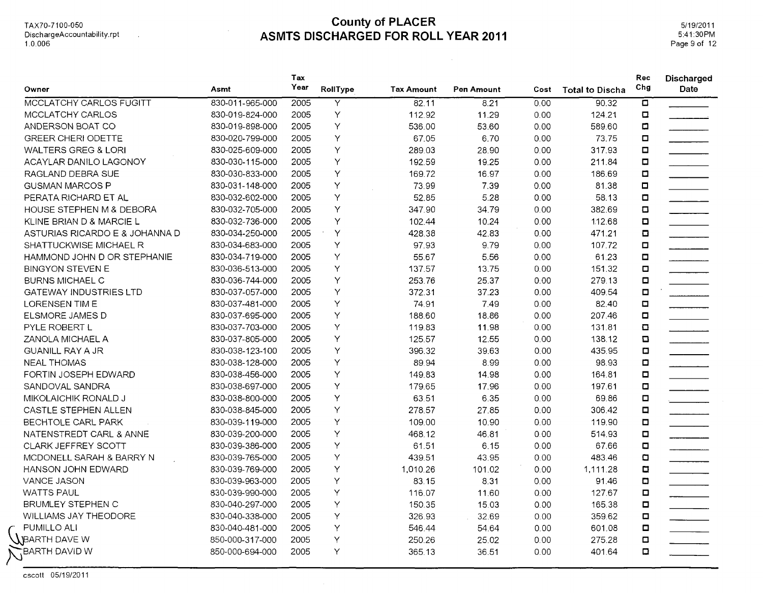# County of PLACER
## ASMTS DISCHARGED FOR ROLL YEAR 2011

| Owner | Asmt | Tax Year | RollType | Tax Amount | Pen Amount | Cost | Total to Discha | Rec Chg | Discharged Date |
|---|---|---|---|---|---|---|---|---|---|
| MCCLATCHY CARLOS FUGITT | 830-011-965-000 | 2005 | Y | 82.11 | 8.21 | 0.00 | 90.32 | ☐ | |
| MCCLATCHY CARLOS | 830-019-824-000 | 2005 | Y | 112.92 | 11.29 | 0.00 | 124.21 | ☐ | |
| ANDERSON BOAT CO | 830-019-898-000 | 2005 | Y | 536.00 | 53.60 | 0.00 | 589.60 | ☐ | |
| GREER CHERI ODETTE | 830-020-799-000 | 2005 | Y | 67.05 | 6.70 | 0.00 | 73.75 | ☐ | |
| WALTERS GREG & LORI | 830-025-609-000 | 2005 | Y | 289.03 | 28.90 | 0.00 | 317.93 | ☐ | |
| ACAYLAR DANILO LAGONOY | 830-030-115-000 | 2005 | Y | 192.59 | 19.25 | 0.00 | 211.84 | ☐ | |
| RAGLAND DEBRA SUE | 830-030-833-000 | 2005 | Y | 169.72 | 16.97 | 0.00 | 186.69 | ☐ | |
| GUSMAN MARCOS P | 830-031-148-000 | 2005 | Y | 73.99 | 7.39 | 0.00 | 81.38 | ☐ | |
| PERATA RICHARD ET AL | 830-032-602-000 | 2005 | Y | 52.85 | 5.28 | 0.00 | 58.13 | ☐ | |
| HOUSE STEPHEN M & DEBORA | 830-032-705-000 | 2005 | Y | 347.90 | 34.79 | 0.00 | 382.69 | ☐ | |
| KLINE BRIAN D & MARCIE L | 830-032-736-000 | 2005 | Y | 102.44 | 10.24 | 0.00 | 112.68 | ☐ | |
| ASTURIAS RICARDO E & JOHANNA D | 830-034-250-000 | 2005 | Y | 428.38 | 42.83 | 0.00 | 471.21 | ☐ | |
| SHATTUCKWISE MICHAEL R | 830-034-683-000 | 2005 | Y | 97.93 | 9.79 | 0.00 | 107.72 | ☐ | |
| HAMMOND JOHN D OR STEPHANIE | 830-034-719-000 | 2005 | Y | 55.67 | 5.56 | 0.00 | 61.23 | ☐ | |
| BINGYON STEVEN E | 830-036-513-000 | 2005 | Y | 137.57 | 13.75 | 0.00 | 151.32 | ☐ | |
| BURNS MICHAEL C | 830-036-744-000 | 2005 | Y | 253.76 | 25.37 | 0.00 | 279.13 | ☐ | |
| GATEWAY INDUSTRIES LTD | 830-037-057-000 | 2005 | Y | 372.31 | 37.23 | 0.00 | 409.54 | ☐ | |
| LORENSEN TIM E | 830-037-481-000 | 2005 | Y | 74.91 | 7.49 | 0.00 | 82.40 | ☐ | |
| ELSMORE JAMES D | 830-037-695-000 | 2005 | Y | 188.60 | 18.86 | 0.00 | 207.46 | ☐ | |
| PYLE ROBERT L | 830-037-703-000 | 2005 | Y | 119.83 | 11.98 | 0.00 | 131.81 | ☐ | |
| ZANOLA MICHAEL A | 830-037-805-000 | 2005 | Y | 125.57 | 12.55 | 0.00 | 138.12 | ☐ | |
| GUANILL RAY A JR | 830-038-123-100 | 2005 | Y | 396.32 | 39.63 | 0.00 | 435.95 | ☐ | |
| NEAL THOMAS | 830-038-128-000 | 2005 | Y | 89.94 | 8.99 | 0.00 | 98.93 | ☐ | |
| FORTIN JOSEPH EDWARD | 830-038-456-000 | 2005 | Y | 149.83 | 14.98 | 0.00 | 164.81 | ☐ | |
| SANDOVAL SANDRA | 830-038-697-000 | 2005 | Y | 179.65 | 17.96 | 0.00 | 197.61 | ☐ | |
| MIKOLAICHIK RONALD J | 830-038-800-000 | 2005 | Y | 63.51 | 6.35 | 0.00 | 69.86 | ☐ | |
| CASTLE STEPHEN ALLEN | 830-038-845-000 | 2005 | Y | 278.57 | 27.85 | 0.00 | 306.42 | ☐ | |
| BECHTOLE CARL PARK | 830-039-119-000 | 2005 | Y | 109.00 | 10.90 | 0.00 | 119.90 | ☐ | |
| NATENSTREDT CARL & ANNE | 830-039-200-000 | 2005 | Y | 468.12 | 46.81 | 0.00 | 514.93 | ☐ | |
| CLARK JEFFREY SCOTT | 830-039-386-000 | 2005 | Y | 61.51 | 6.15 | 0.00 | 67.66 | ☐ | |
| MCDONELL SARAH & BARRY N | 830-039-765-000 | 2005 | Y | 439.51 | 43.95 | 0.00 | 483.46 | ☐ | |
| HANSON JOHN EDWARD | 830-039-769-000 | 2005 | Y | 1,010.26 | 101.02 | 0.00 | 1,111.28 | ☐ | |
| VANCE JASON | 830-039-963-000 | 2005 | Y | 83.15 | 8.31 | 0.00 | 91.46 | ☐ | |
| WATTS PAUL | 830-039-990-000 | 2005 | Y | 116.07 | 11.60 | 0.00 | 127.67 | ☐ | |
| BRUMLEY STEPHEN C | 830-040-297-000 | 2005 | Y | 150.35 | 15.03 | 0.00 | 165.38 | ☐ | |
| WILLIAMS JAY THEODORE | 830-040-338-000 | 2005 | Y | 326.93 | 32.69 | 0.00 | 359.62 | ☐ | |
| PUMILLO ALI | 830-040-481-000 | 2005 | Y | 546.44 | 54.64 | 0.00 | 601.08 | ☐ | |
| BARTH DAVE W | 850-000-317-000 | 2005 | Y | 250.26 | 25.02 | 0.00 | 275.28 | ☐ | |
| BARTH DAVID W | 850-000-694-000 | 2005 | Y | 365.13 | 36.51 | 0.00 | 401.64 | ☐ | |

cscott 05/19/2011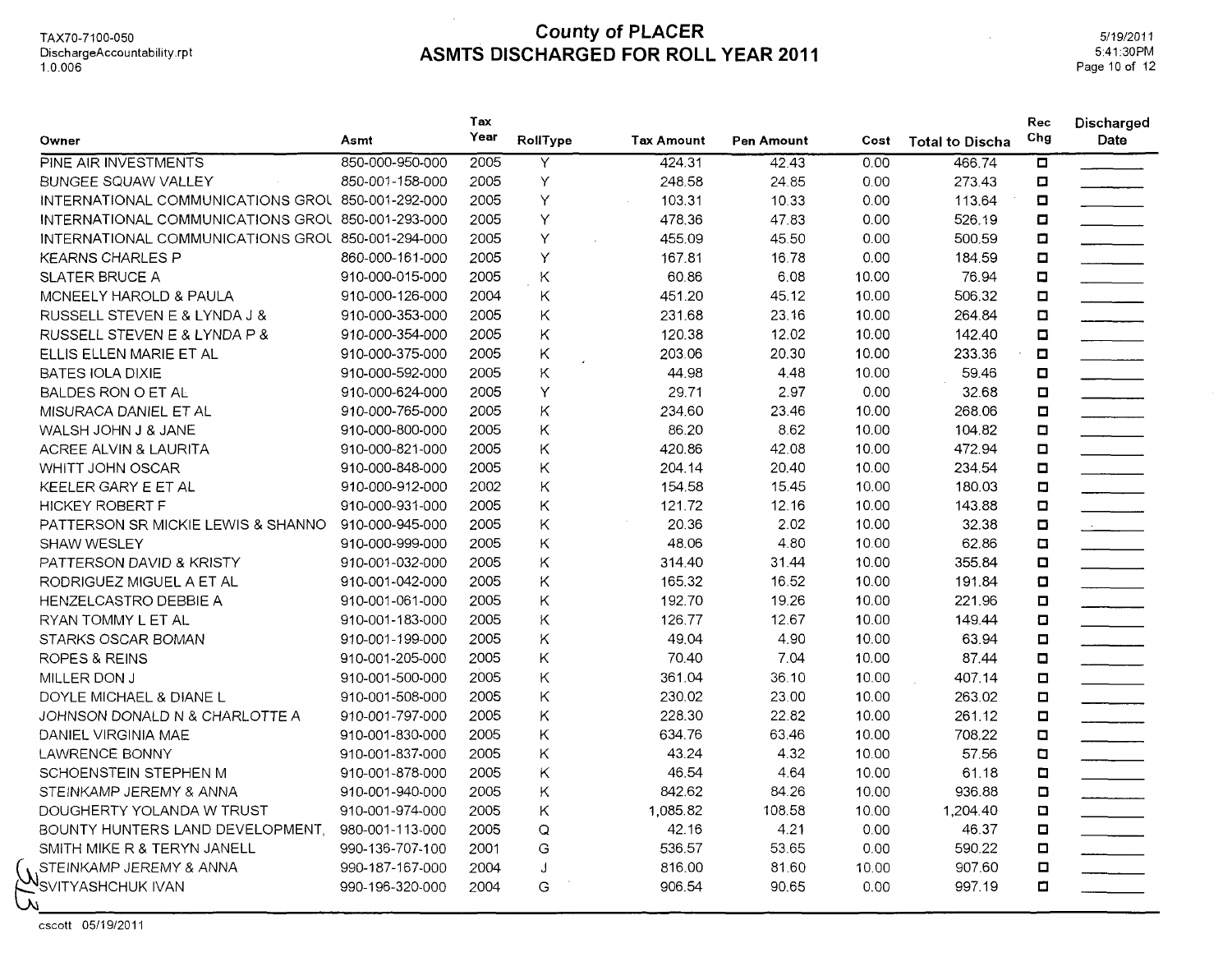TAX70-7100-050
DischargeAccountability.rpt
1.0.006

# County of PLACER
## ASMTS DISCHARGED FOR ROLL YEAR 2011

5/19/2011
5:41:30PM

| Owner | Asmt | Tax Year | RollType | Tax Amount | Pen Amount | Cost | Total to Discha | Rec Chg | Discharged Date |
|---|---|---|---|---|---|---|---|---|---|
| PINE AIR INVESTMENTS | 850-000-950-000 | 2005 | Y | 424.31 | 42.43 | 0.00 | 466.74 | ☐ | |
| BUNGEE SQUAW VALLEY | 850-001-158-000 | 2005 | Y | 248.58 | 24.85 | 0.00 | 273.43 | ☐ | |
| INTERNATIONAL COMMUNICATIONS GROU | 850-001-292-000 | 2005 | Y | 103.31 | 10.33 | 0.00 | 113.64 | ☐ | |
| INTERNATIONAL COMMUNICATIONS GROU | 850-001-293-000 | 2005 | Y | 478.36 | 47.83 | 0.00 | 526.19 | ☐ | |
| INTERNATIONAL COMMUNICATIONS GROU | 850-001-294-000 | 2005 | Y | 455.09 | 45.50 | 0.00 | 500.59 | ☐ | |
| KEARNS CHARLES P | 860-000-161-000 | 2005 | Y | 167.81 | 16.78 | 0.00 | 184.59 | ☐ | |
| SLATER BRUCE A | 910-000-015-000 | 2005 | K | 60.86 | 6.08 | 10.00 | 76.94 | ☐ | |
| MCNEELY HAROLD & PAULA | 910-000-126-000 | 2004 | K | 451.20 | 45.12 | 10.00 | 506.32 | ☐ | |
| RUSSELL STEVEN E & LYNDA J & | 910-000-353-000 | 2005 | K | 231.68 | 23.16 | 10.00 | 264.84 | ☐ | |
| RUSSELL STEVEN E & LYNDA P & | 910-000-354-000 | 2005 | K | 120.38 | 12.02 | 10.00 | 142.40 | ☐ | |
| ELLIS ELLEN MARIE ET AL | 910-000-375-000 | 2005 | K | 203.06 | 20.30 | 10.00 | 233.36 | ☐ | |
| BATES IOLA DIXIE | 910-000-592-000 | 2005 | K | 44.98 | 4.48 | 10.00 | 59.46 | ☐ | |
| BALDES RON O ET AL | 910-000-624-000 | 2005 | Y | 29.71 | 2.97 | 0.00 | 32.68 | ☐ | |
| MISURACA DANIEL ET AL | 910-000-765-000 | 2005 | K | 234.60 | 23.46 | 10.00 | 268.06 | ☐ | |
| WALSH JOHN J & JANE | 910-000-800-000 | 2005 | K | 86.20 | 8.62 | 10.00 | 104.82 | ☐ | |
| ACREE ALVIN & LAURITA | 910-000-821-000 | 2005 | K | 420.86 | 42.08 | 10.00 | 472.94 | ☐ | |
| WHITT JOHN OSCAR | 910-000-848-000 | 2005 | K | 204.14 | 20.40 | 10.00 | 234.54 | ☐ | |
| KEELER GARY E ET AL | 910-000-912-000 | 2002 | K | 154.58 | 15.45 | 10.00 | 180.03 | ☐ | |
| HICKEY ROBERT F | 910-000-931-000 | 2005 | K | 121.72 | 12.16 | 10.00 | 143.88 | ☐ | |
| PATTERSON SR MICKIE LEWIS & SHANNO | 910-000-945-000 | 2005 | K | 20.36 | 2.02 | 10.00 | 32.38 | ☐ | |
| SHAW WESLEY | 910-000-999-000 | 2005 | K | 48.06 | 4.80 | 10.00 | 62.86 | ☐ | |
| PATTERSON DAVID & KRISTY | 910-001-032-000 | 2005 | K | 314.40 | 31.44 | 10.00 | 355.84 | ☐ | |
| RODRIGUEZ MIGUEL A ET AL | 910-001-042-000 | 2005 | K | 165.32 | 16.52 | 10.00 | 191.84 | ☐ | |
| HENZELCASTRO DEBBIE A | 910-001-061-000 | 2005 | K | 192.70 | 19.26 | 10.00 | 221.96 | ☐ | |
| RYAN TOMMY L ET AL | 910-001-183-000 | 2005 | K | 126.77 | 12.67 | 10.00 | 149.44 | ☐ | |
| STARKS OSCAR BOMAN | 910-001-199-000 | 2005 | K | 49.04 | 4.90 | 10.00 | 63.94 | ☐ | |
| ROPES & REINS | 910-001-205-000 | 2005 | K | 70.40 | 7.04 | 10.00 | 87.44 | ☐ | |
| MILLER DON J | 910-001-500-000 | 2005 | K | 361.04 | 36.10 | 10.00 | 407.14 | ☐ | |
| DOYLE MICHAEL & DIANE L | 910-001-508-000 | 2005 | K | 230.02 | 23.00 | 10.00 | 263.02 | ☐ | |
| JOHNSON DONALD N & CHARLOTTE A | 910-001-797-000 | 2005 | K | 228.30 | 22.82 | 10.00 | 261.12 | ☐ | |
| DANIEL VIRGINIA MAE | 910-001-830-000 | 2005 | K | 634.76 | 63.46 | 10.00 | 708.22 | ☐ | |
| LAWRENCE BONNY | 910-001-837-000 | 2005 | K | 43.24 | 4.32 | 10.00 | 57.56 | ☐ | |
| SCHOENSTEIN STEPHEN M | 910-001-878-000 | 2005 | K | 46.54 | 4.64 | 10.00 | 61.18 | ☐ | |
| STEINKAMP JEREMY & ANNA | 910-001-940-000 | 2005 | K | 842.62 | 84.26 | 10.00 | 936.88 | ☐ | |
| DOUGHERTY YOLANDA W TRUST | 910-001-974-000 | 2005 | K | 1,085.82 | 108.58 | 10.00 | 1,204.40 | ☐ | |
| BOUNTY HUNTERS LAND DEVELOPMENT, | 980-001-113-000 | 2005 | Q | 42.16 | 4.21 | 0.00 | 46.37 | ☐ | |
| SMITH MIKE R & TERYN JANELL | 990-136-707-100 | 2001 | G | 536.57 | 53.65 | 0.00 | 590.22 | ☐ | |
| STEINKAMP JEREMY & ANNA | 990-187-167-000 | 2004 | J | 816.00 | 81.60 | 10.00 | 907.60 | ☐ | |
| SVITYASHCHUK IVAN | 990-196-320-000 | 2004 | G | 906.54 | 90.65 | 0.00 | 997.19 | ☐ | |

cscott 05/19/2011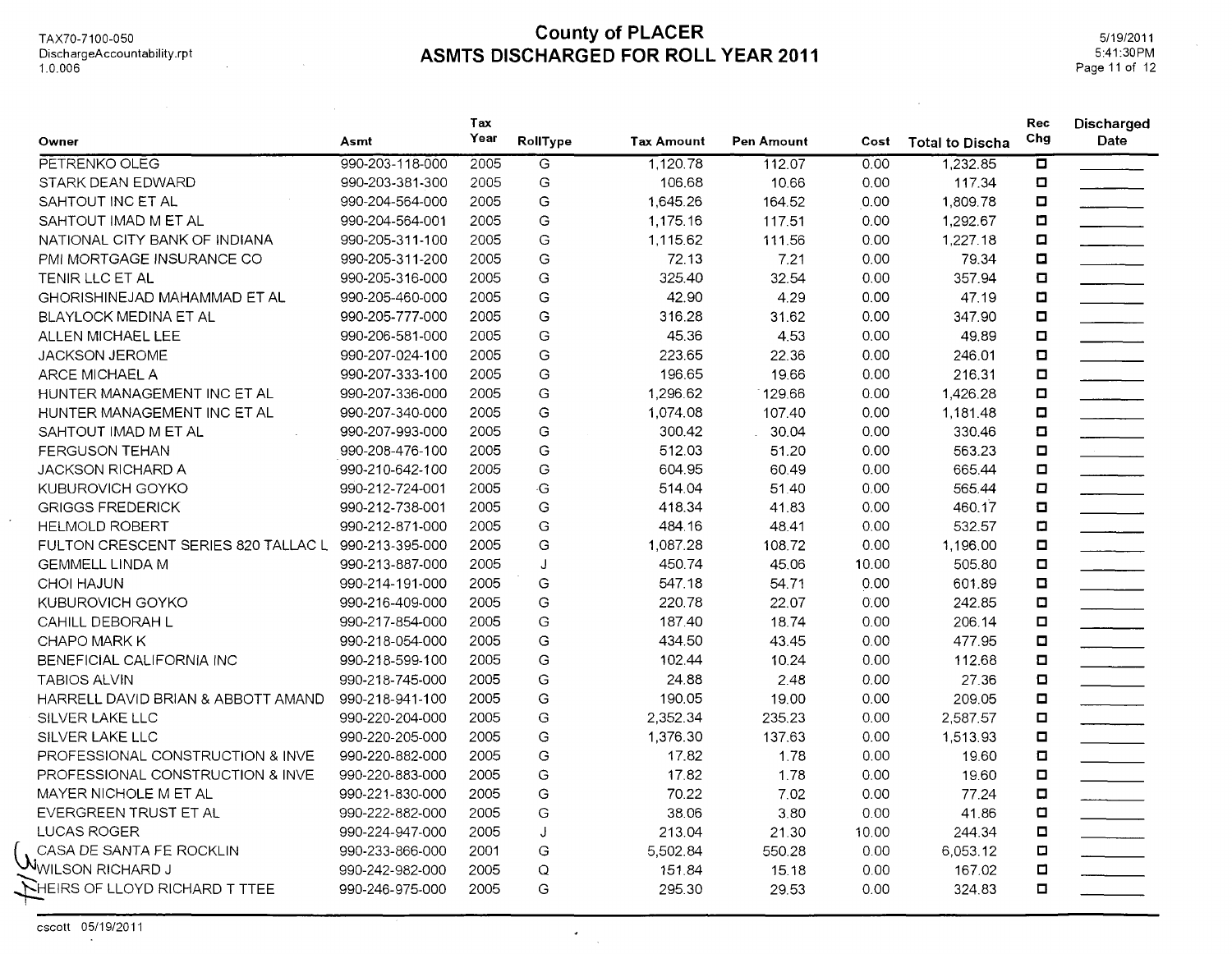# County of PLACER
## ASMTS DISCHARGED FOR ROLL YEAR 2011

| Owner | Asmt | Tax Year | RollType | Tax Amount | Pen Amount | Cost | Total to Discha | Rec Chg | Discharged Date |
|---|---|---|---|---|---|---|---|---|---|
| PETRENKO OLEG | 990-203-118-000 | 2005 | G | 1,120.78 | 112.07 | 0.00 | 1,232.85 | ☐ | |
| STARK DEAN EDWARD | 990-203-381-300 | 2005 | G | 106.68 | 10.66 | 0.00 | 117.34 | ☐ | |
| SAHTOUT INC ET AL | 990-204-564-000 | 2005 | G | 1,645.26 | 164.52 | 0.00 | 1,809.78 | ☐ | |
| SAHTOUT IMAD M ET AL | 990-204-564-001 | 2005 | G | 1,175.16 | 117.51 | 0.00 | 1,292.67 | ☐ | |
| NATIONAL CITY BANK OF INDIANA | 990-205-311-100 | 2005 | G | 1,115.62 | 111.56 | 0.00 | 1,227.18 | ☐ | |
| PMI MORTGAGE INSURANCE CO | 990-205-311-200 | 2005 | G | 72.13 | 7.21 | 0.00 | 79.34 | ☐ | |
| TENIR LLC ET AL | 990-205-316-000 | 2005 | G | 325.40 | 32.54 | 0.00 | 357.94 | ☐ | |
| GHORISHINEJAD MAHAMMAD ET AL | 990-205-460-000 | 2005 | G | 42.90 | 4.29 | 0.00 | 47.19 | ☐ | |
| BLAYLOCK MEDINA ET AL | 990-205-777-000 | 2005 | G | 316.28 | 31.62 | 0.00 | 347.90 | ☐ | |
| ALLEN MICHAEL LEE | 990-206-581-000 | 2005 | G | 45.36 | 4.53 | 0.00 | 49.89 | ☐ | |
| JACKSON JEROME | 990-207-024-100 | 2005 | G | 223.65 | 22.36 | 0.00 | 246.01 | ☐ | |
| ARCE MICHAEL A | 990-207-333-100 | 2005 | G | 196.65 | 19.66 | 0.00 | 216.31 | ☐ | |
| HUNTER MANAGEMENT INC ET AL | 990-207-336-000 | 2005 | G | 1,296.62 | 129.66 | 0.00 | 1,426.28 | ☐ | |
| HUNTER MANAGEMENT INC ET AL | 990-207-340-000 | 2005 | G | 1,074.08 | 107.40 | 0.00 | 1,181.48 | ☐ | |
| SAHTOUT IMAD M ET AL | 990-207-993-000 | 2005 | G | 300.42 | 30.04 | 0.00 | 330.46 | ☐ | |
| FERGUSON TEHAN | 990-208-476-100 | 2005 | G | 512.03 | 51.20 | 0.00 | 563.23 | ☐ | |
| JACKSON RICHARD A | 990-210-642-100 | 2005 | G | 604.95 | 60.49 | 0.00 | 665.44 | ☐ | |
| KUBUROVICH GOYKO | 990-212-724-001 | 2005 | G | 514.04 | 51.40 | 0.00 | 565.44 | ☐ | |
| GRIGGS FREDERICK | 990-212-738-001 | 2005 | G | 418.34 | 41.83 | 0.00 | 460.17 | ☐ | |
| HELMOLD ROBERT | 990-212-871-000 | 2005 | G | 484.16 | 48.41 | 0.00 | 532.57 | ☐ | |
| FULTON CRESCENT SERIES 820 TALLAC L | 990-213-395-000 | 2005 | G | 1,087.28 | 108.72 | 0.00 | 1,196.00 | ☐ | |
| GEMMELL LINDA M | 990-213-887-000 | 2005 | J | 450.74 | 45.06 | 10.00 | 505.80 | ☐ | |
| CHOI HAJUN | 990-214-191-000 | 2005 | G | 547.18 | 54.71 | 0.00 | 601.89 | ☐ | |
| KUBUROVICH GOYKO | 990-216-409-000 | 2005 | G | 220.78 | 22.07 | 0.00 | 242.85 | ☐ | |
| CAHILL DEBORAH L | 990-217-854-000 | 2005 | G | 187.40 | 18.74 | 0.00 | 206.14 | ☐ | |
| CHAPO MARK K | 990-218-054-000 | 2005 | G | 434.50 | 43.45 | 0.00 | 477.95 | ☐ | |
| BENEFICIAL CALIFORNIA INC | 990-218-599-100 | 2005 | G | 102.44 | 10.24 | 0.00 | 112.68 | ☐ | |
| TABIOS ALVIN | 990-218-745-000 | 2005 | G | 24.88 | 2.48 | 0.00 | 27.36 | ☐ | |
| HARRELL DAVID BRIAN & ABBOTT AMAND | 990-218-941-100 | 2005 | G | 190.05 | 19.00 | 0.00 | 209.05 | ☐ | |
| SILVER LAKE LLC | 990-220-204-000 | 2005 | G | 2,352.34 | 235.23 | 0.00 | 2,587.57 | ☐ | |
| SILVER LAKE LLC | 990-220-205-000 | 2005 | G | 1,376.30 | 137.63 | 0.00 | 1,513.93 | ☐ | |
| PROFESSIONAL CONSTRUCTION & INVE | 990-220-882-000 | 2005 | G | 17.82 | 1.78 | 0.00 | 19.60 | ☐ | |
| PROFESSIONAL CONSTRUCTION & INVE | 990-220-883-000 | 2005 | G | 17.82 | 1.78 | 0.00 | 19.60 | ☐ | |
| MAYER NICHOLE M ET AL | 990-221-830-000 | 2005 | G | 70.22 | 7.02 | 0.00 | 77.24 | ☐ | |
| EVERGREEN TRUST ET AL | 990-222-882-000 | 2005 | G | 38.06 | 3.80 | 0.00 | 41.86 | ☐ | |
| LUCAS ROGER | 990-224-947-000 | 2005 | J | 213.04 | 21.30 | 10.00 | 244.34 | ☐ | |
| CASA DE SANTA FE ROCKLIN | 990-233-866-000 | 2001 | G | 5,502.84 | 550.28 | 0.00 | 6,053.12 | ☐ | |
| WILSON RICHARD J | 990-242-982-000 | 2005 | Q | 151.84 | 15.18 | 0.00 | 167.02 | ☐ | |
| HEIRS OF LLOYD RICHARD T TTEE | 990-246-975-000 | 2005 | G | 295.30 | 29.53 | 0.00 | 324.83 | ☐ | |

cscott 05/19/2011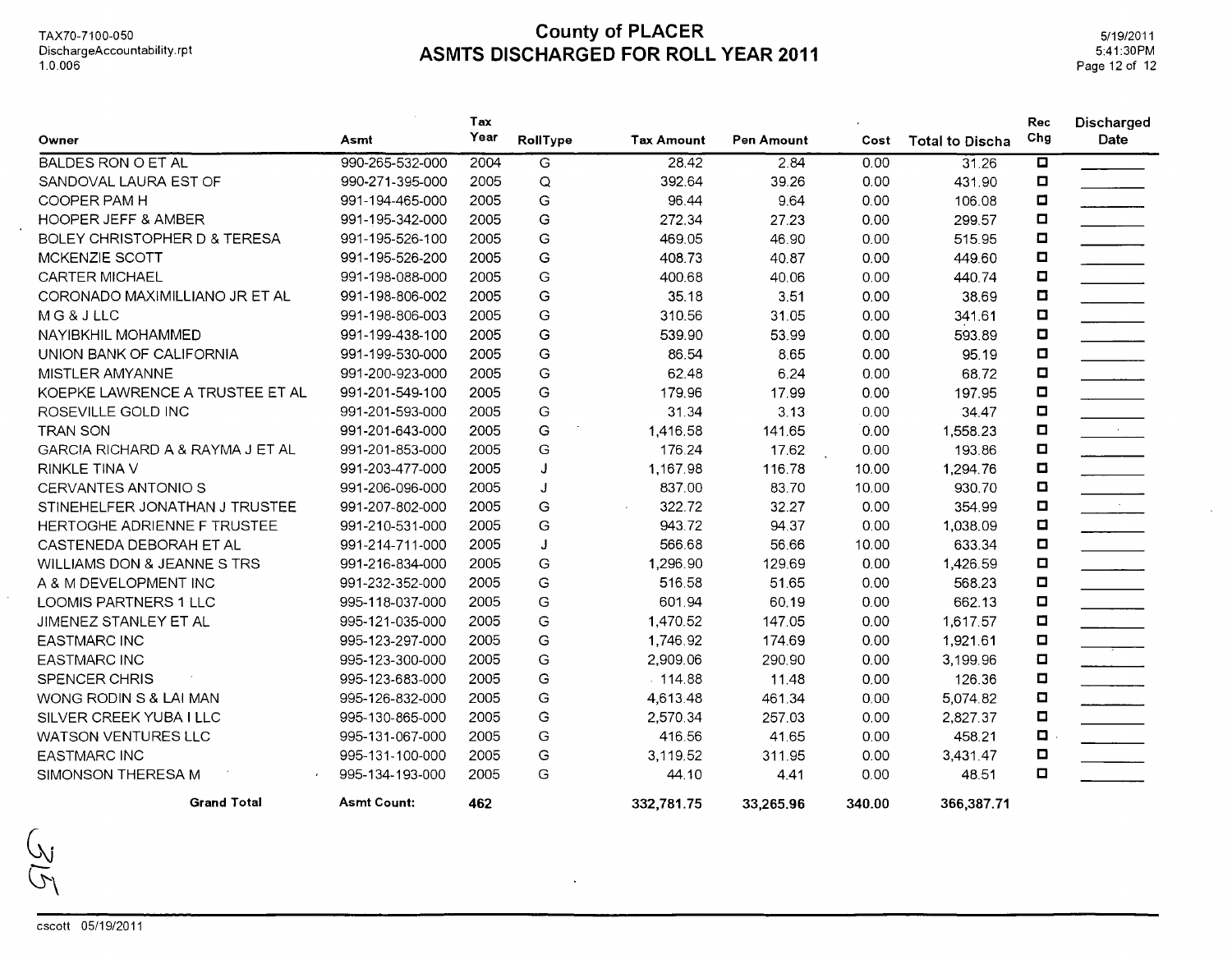# County of PLACER
## ASMTS DISCHARGED FOR ROLL YEAR 2011

TAX70-7100-050
DischargeAccountability.rpt
1.0.006

5/19/2011
5:41:30PM

| Owner | Asmt | Tax Year | RollType | Tax Amount | Pen Amount | Cost | Total to Discha | Rec Chg | Discharged Date |
|---|---|---|---|---|---|---|---|---|---|
| BALDES RON O ET AL | 990-265-532-000 | 2004 | G | 28.42 | 2.84 | 0.00 | 31.26 | ☐ | |
| SANDOVAL LAURA EST OF | 990-271-395-000 | 2005 | Q | 392.64 | 39.26 | 0.00 | 431.90 | ☐ | |
| COOPER PAM H | 991-194-465-000 | 2005 | G | 96.44 | 9.64 | 0.00 | 106.08 | ☐ | |
| HOOPER JEFF & AMBER | 991-195-342-000 | 2005 | G | 272.34 | 27.23 | 0.00 | 299.57 | ☐ | |
| BOLEY CHRISTOPHER D & TERESA | 991-195-526-100 | 2005 | G | 469.05 | 46.90 | 0.00 | 515.95 | ☐ | |
| MCKENZIE SCOTT | 991-195-526-200 | 2005 | G | 408.73 | 40.87 | 0.00 | 449.60 | ☐ | |
| CARTER MICHAEL | 991-198-088-000 | 2005 | G | 400.68 | 40.06 | 0.00 | 440.74 | ☐ | |
| CORONADO MAXIMILLIANO JR ET AL | 991-198-806-002 | 2005 | G | 35.18 | 3.51 | 0.00 | 38.69 | ☐ | |
| M G & J LLC | 991-198-806-003 | 2005 | G | 310.56 | 31.05 | 0.00 | 341.61 | ☐ | |
| NAYIBKHIL MOHAMMED | 991-199-438-100 | 2005 | G | 539.90 | 53.99 | 0.00 | 593.89 | ☐ | |
| UNION BANK OF CALIFORNIA | 991-199-530-000 | 2005 | G | 86.54 | 8.65 | 0.00 | 95.19 | ☐ | |
| MISTLER AMYANNE | 991-200-923-000 | 2005 | G | 62.48 | 6.24 | 0.00 | 68.72 | ☐ | |
| KOEPKE LAWRENCE A TRUSTEE ET AL | 991-201-549-100 | 2005 | G | 179.96 | 17.99 | 0.00 | 197.95 | ☐ | |
| ROSEVILLE GOLD INC | 991-201-593-000 | 2005 | G | 31.34 | 3.13 | 0.00 | 34.47 | ☐ | |
| TRAN SON | 991-201-643-000 | 2005 | G | 1,416.58 | 141.65 | 0.00 | 1,558.23 | ☐ | |
| GARCIA RICHARD A & RAYMA J ET AL | 991-201-853-000 | 2005 | G | 176.24 | 17.62 | 0.00 | 193.86 | ☐ | |
| RINKLE TINA V | 991-203-477-000 | 2005 | J | 1,167.98 | 116.78 | 10.00 | 1,294.76 | ☐ | |
| CERVANTES ANTONIO S | 991-206-096-000 | 2005 | J | 837.00 | 83.70 | 10.00 | 930.70 | ☐ | |
| STINEHELFER JONATHAN J TRUSTEE | 991-207-802-000 | 2005 | G | 322.72 | 32.27 | 0.00 | 354.99 | ☐ | |
| HERTOGHE ADRIENNE F TRUSTEE | 991-210-531-000 | 2005 | G | 943.72 | 94.37 | 0.00 | 1,038.09 | ☐ | |
| CASTENEDA DEBORAH ET AL | 991-214-711-000 | 2005 | J | 566.68 | 56.66 | 10.00 | 633.34 | ☐ | |
| WILLIAMS DON & JEANNE S TRS | 991-216-834-000 | 2005 | G | 1,296.90 | 129.69 | 0.00 | 1,426.59 | ☐ | |
| A & M DEVELOPMENT INC | 991-232-352-000 | 2005 | G | 516.58 | 51.65 | 0.00 | 568.23 | ☐ | |
| LOOMIS PARTNERS 1 LLC | 995-118-037-000 | 2005 | G | 601.94 | 60.19 | 0.00 | 662.13 | ☐ | |
| JIMENEZ STANLEY ET AL | 995-121-035-000 | 2005 | G | 1,470.52 | 147.05 | 0.00 | 1,617.57 | ☐ | |
| EASTMARC INC | 995-123-297-000 | 2005 | G | 1,746.92 | 174.69 | 0.00 | 1,921.61 | ☐ | |
| EASTMARC INC | 995-123-300-000 | 2005 | G | 2,909.06 | 290.90 | 0.00 | 3,199.96 | ☐ | |
| SPENCER CHRIS | 995-123-683-000 | 2005 | G | 114.88 | 11.48 | 0.00 | 126.36 | ☐ | |
| WONG RODIN S & LAI MAN | 995-126-832-000 | 2005 | G | 4,613.48 | 461.34 | 0.00 | 5,074.82 | ☐ | |
| SILVER CREEK YUBA I LLC | 995-130-865-000 | 2005 | G | 2,570.34 | 257.03 | 0.00 | 2,827.37 | ☐ | |
| WATSON VENTURES LLC | 995-131-067-000 | 2005 | G | 416.56 | 41.65 | 0.00 | 458.21 | ☐ | |
| EASTMARC INC | 995-131-100-000 | 2005 | G | 3,119.52 | 311.95 | 0.00 | 3,431.47 | ☐ | |
| SIMONSON THERESA M | 995-134-193-000 | 2005 | G | 44.10 | 4.41 | 0.00 | 48.51 | ☐ | |
| **Grand Total** | **Asmt Count:** | **462** | | **332,781.75** | **33,265.96** | **340.00** | **366,387.71** | | |

cscott 05/19/2011